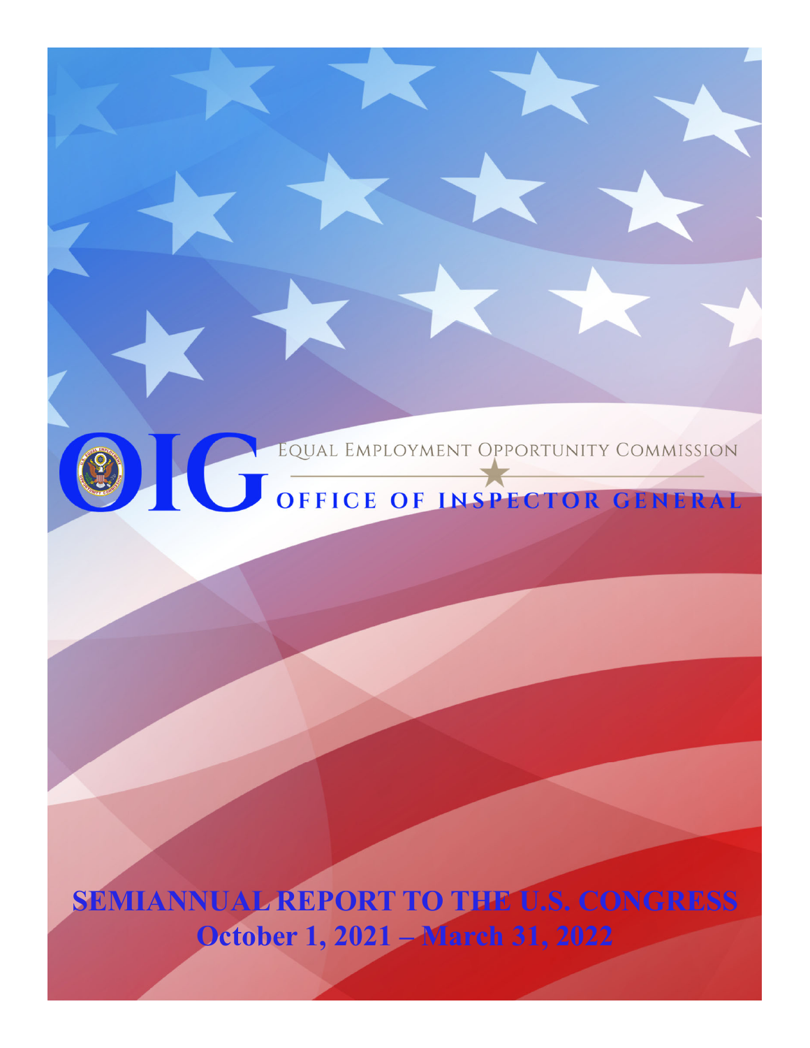# OIG

EQUAL EMPLOYMENT OPPORTUNITY COMMISSION

OFFICE OF INSPECTOR GENERAL

# SEMIANNUAL REPORT TO THE U.S. CONGRESS

## October 1, 2021 – March 31, 2022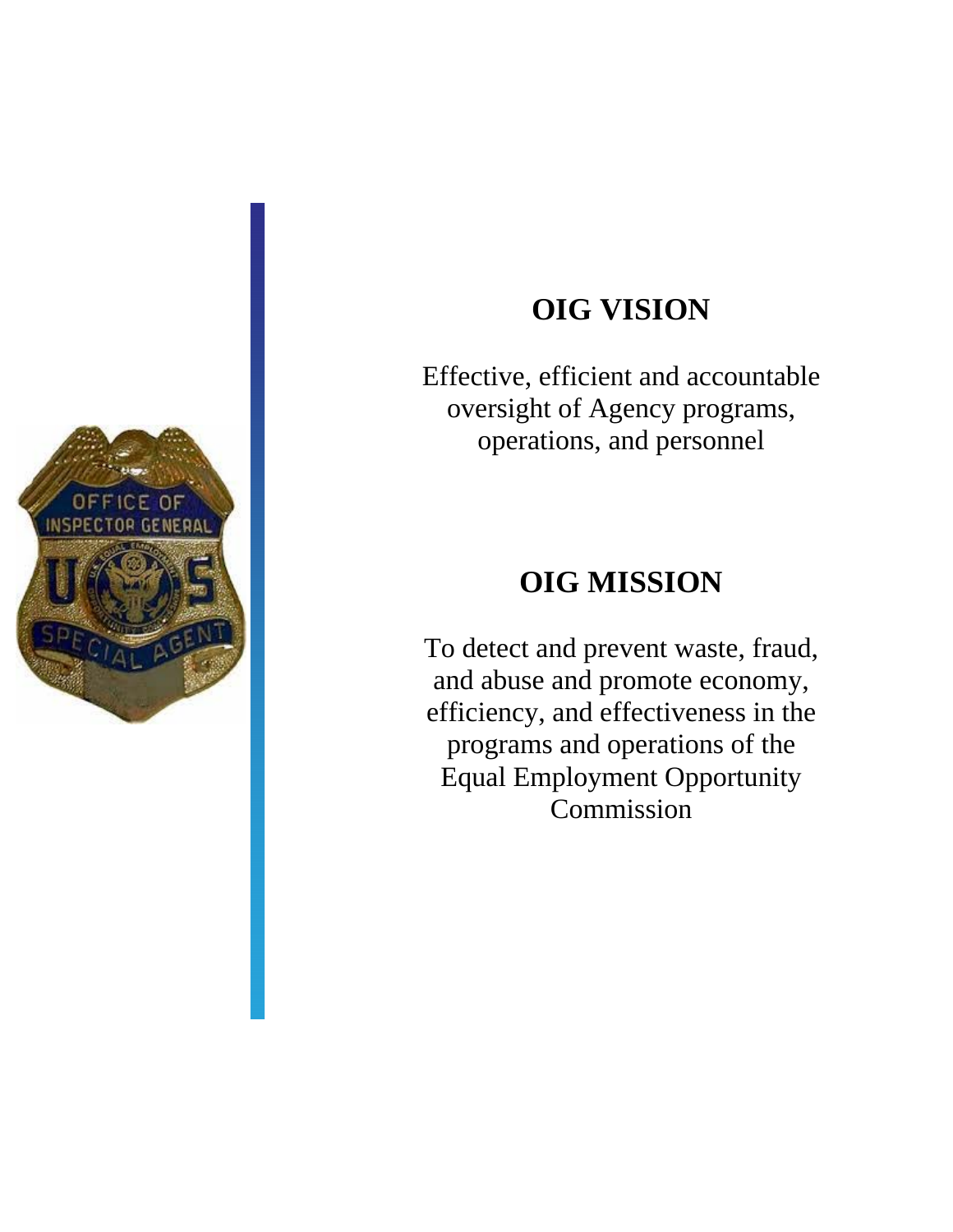## OIG VISION

Effective, efficient and accountable oversight of Agency programs, operations, and personnel

## OIG MISSION

To detect and prevent waste, fraud, and abuse and promote economy, efficiency, and effectiveness in the programs and operations of the Equal Employment Opportunity Commission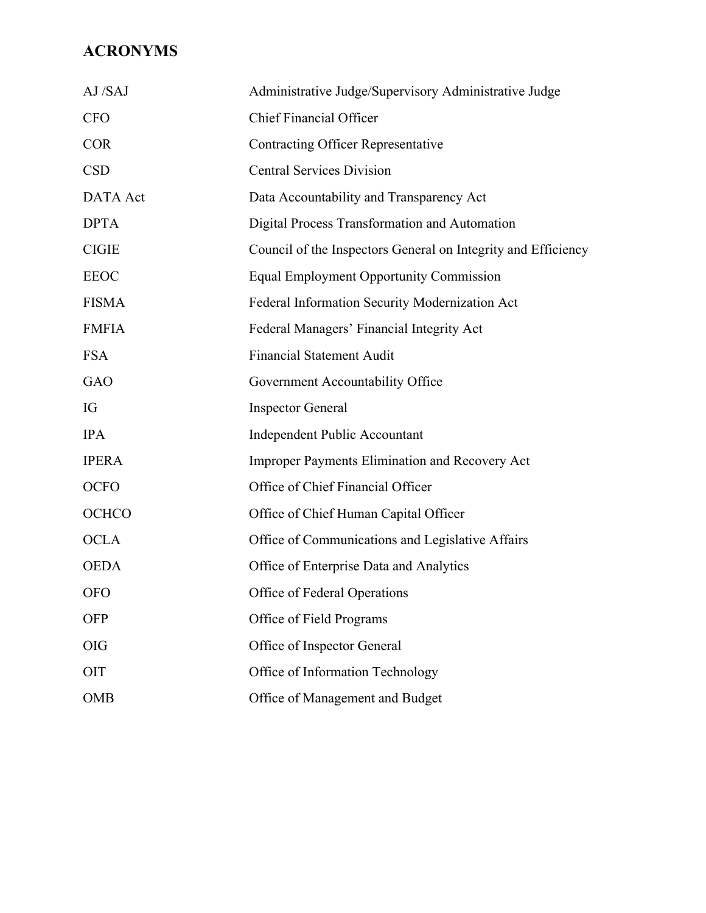## ACRONYMS

| | |
|---|---|
| AJ /SAJ | Administrative Judge/Supervisory Administrative Judge |
| CFO | Chief Financial Officer |
| COR | Contracting Officer Representative |
| CSD | Central Services Division |
| DATA Act | Data Accountability and Transparency Act |
| DPTA | Digital Process Transformation and Automation |
| CIGIE | Council of the Inspectors General on Integrity and Efficiency |
| EEOC | Equal Employment Opportunity Commission |
| FISMA | Federal Information Security Modernization Act |
| FMFIA | Federal Managers' Financial Integrity Act |
| FSA | Financial Statement Audit |
| GAO | Government Accountability Office |
| IG | Inspector General |
| IPA | Independent Public Accountant |
| IPERA | Improper Payments Elimination and Recovery Act |
| OCFO | Office of Chief Financial Officer |
| OCHCO | Office of Chief Human Capital Officer |
| OCLA | Office of Communications and Legislative Affairs |
| OEDA | Office of Enterprise Data and Analytics |
| OFO | Office of Federal Operations |
| OFP | Office of Field Programs |
| OIG | Office of Inspector General |
| OIT | Office of Information Technology |
| OMB | Office of Management and Budget |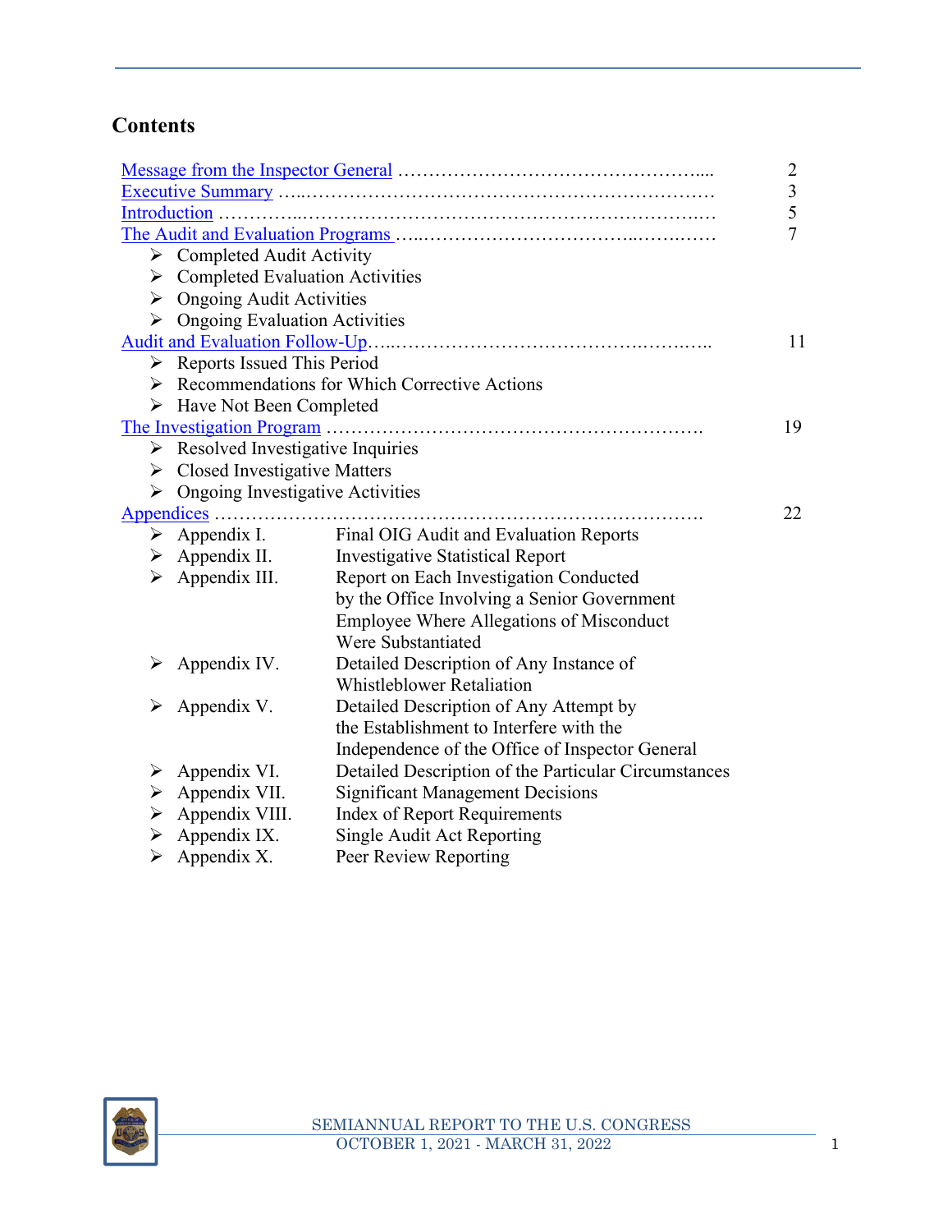## Contents

| | |
|---|---|
| Message from the Inspector General | 2 |
| Executive Summary | 3 |
| Introduction | 5 |
| The Audit and Evaluation Programs | 7 |
| ➢ Completed Audit Activity | |
| ➢ Completed Evaluation Activities | |
| ➢ Ongoing Audit Activities | |
| ➢ Ongoing Evaluation Activities | |
| Audit and Evaluation Follow-Up | 11 |
| ➢ Reports Issued This Period | |
| ➢ Recommendations for Which Corrective Actions | |
| ➢ Have Not Been Completed | |
| The Investigation Program | 19 |
| ➢ Resolved Investigative Inquiries | |
| ➢ Closed Investigative Matters | |
| ➢ Ongoing Investigative Activities | |
| Appendices | 22 |

- Appendix I. Final OIG Audit and Evaluation Reports
- Appendix II. Investigative Statistical Report
- Appendix III. Report on Each Investigation Conducted by the Office Involving a Senior Government Employee Where Allegations of Misconduct Were Substantiated
- Appendix IV. Detailed Description of Any Instance of Whistleblower Retaliation
- Appendix V. Detailed Description of Any Attempt by the Establishment to Interfere with the Independence of the Office of Inspector General
- Appendix VI. Detailed Description of the Particular Circumstances
- Appendix VII. Significant Management Decisions
- Appendix VIII. Index of Report Requirements
- Appendix IX. Single Audit Act Reporting
- Appendix X. Peer Review Reporting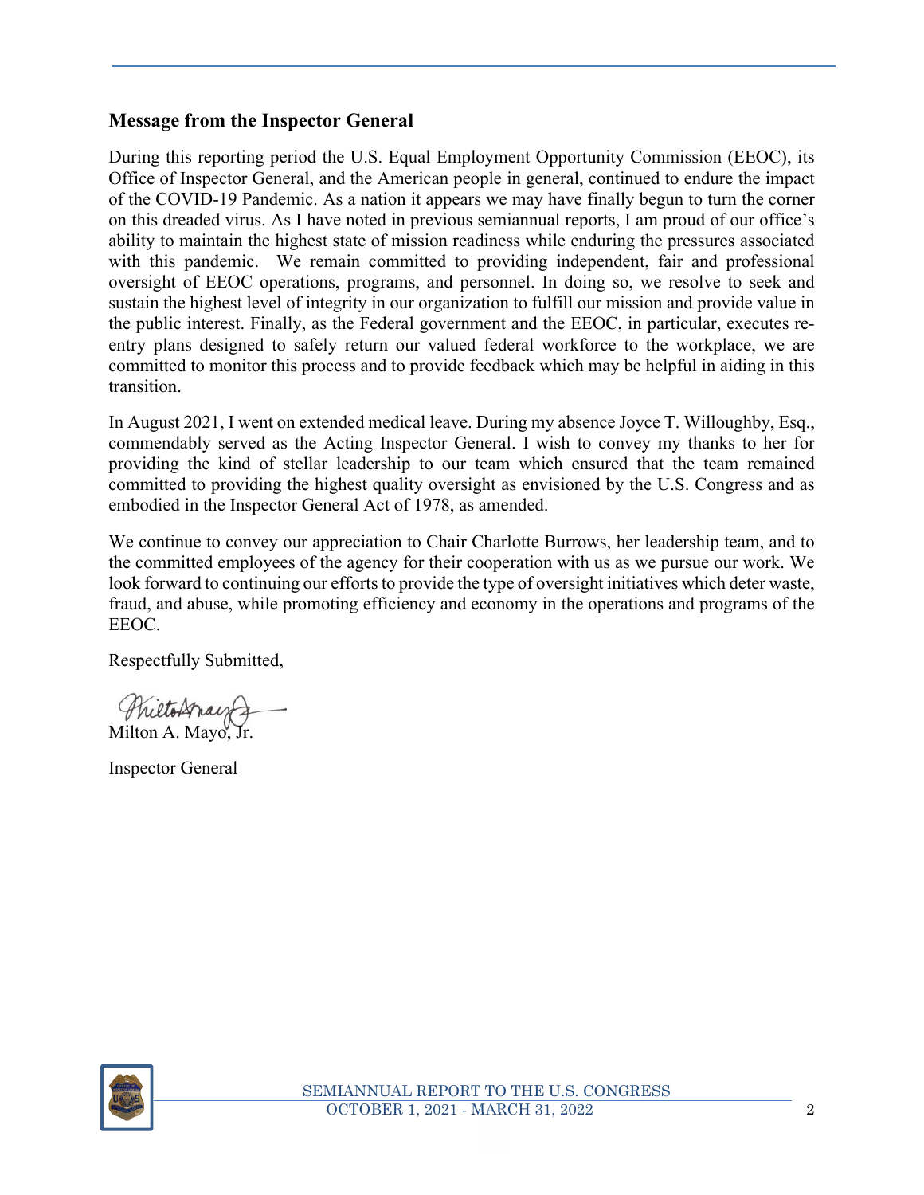## Message from the Inspector General

During this reporting period the U.S. Equal Employment Opportunity Commission (EEOC), its Office of Inspector General, and the American people in general, continued to endure the impact of the COVID-19 Pandemic. As a nation it appears we may have finally begun to turn the corner on this dreaded virus. As I have noted in previous semiannual reports, I am proud of our office's ability to maintain the highest state of mission readiness while enduring the pressures associated with this pandemic. We remain committed to providing independent, fair and professional oversight of EEOC operations, programs, and personnel. In doing so, we resolve to seek and sustain the highest level of integrity in our organization to fulfill our mission and provide value in the public interest. Finally, as the Federal government and the EEOC, in particular, executes re-entry plans designed to safely return our valued federal workforce to the workplace, we are committed to monitor this process and to provide feedback which may be helpful in aiding in this transition.

In August 2021, I went on extended medical leave. During my absence Joyce T. Willoughby, Esq., commendably served as the Acting Inspector General. I wish to convey my thanks to her for providing the kind of stellar leadership to our team which ensured that the team remained committed to providing the highest quality oversight as envisioned by the U.S. Congress and as embodied in the Inspector General Act of 1978, as amended.

We continue to convey our appreciation to Chair Charlotte Burrows, her leadership team, and to the committed employees of the agency for their cooperation with us as we pursue our work. We look forward to continuing our efforts to provide the type of oversight initiatives which deter waste, fraud, and abuse, while promoting efficiency and economy in the operations and programs of the EEOC.

Respectfully Submitted,

Milton A. Mayo, Jr.

Inspector General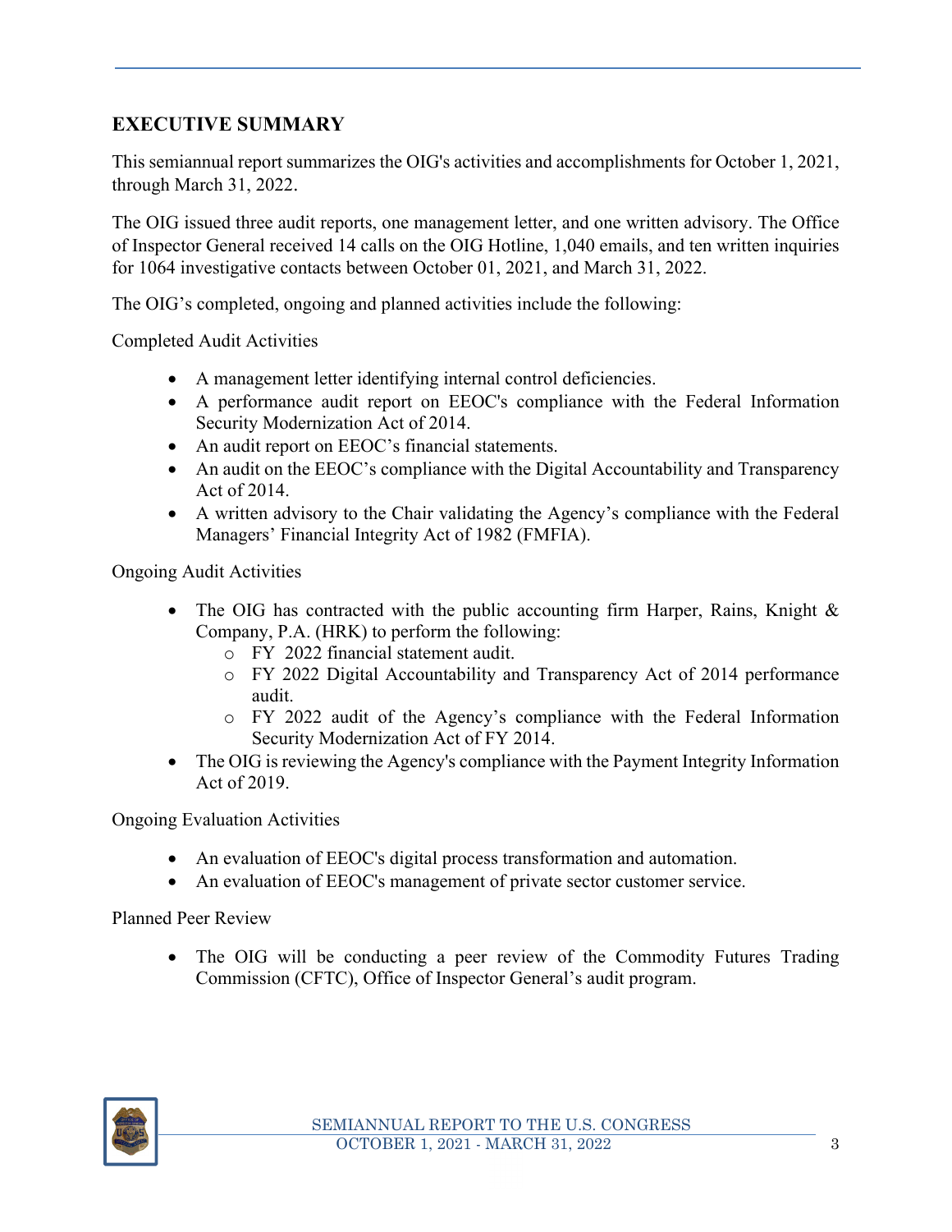## EXECUTIVE SUMMARY

This semiannual report summarizes the OIG's activities and accomplishments for October 1, 2021, through March 31, 2022.

The OIG issued three audit reports, one management letter, and one written advisory. The Office of Inspector General received 14 calls on the OIG Hotline, 1,040 emails, and ten written inquiries for 1064 investigative contacts between October 01, 2021, and March 31, 2022.

The OIG's completed, ongoing and planned activities include the following:

Completed Audit Activities

- A management letter identifying internal control deficiencies.
- A performance audit report on EEOC's compliance with the Federal Information Security Modernization Act of 2014.
- An audit report on EEOC's financial statements.
- An audit on the EEOC's compliance with the Digital Accountability and Transparency Act of 2014.
- A written advisory to the Chair validating the Agency's compliance with the Federal Managers' Financial Integrity Act of 1982 (FMFIA).

Ongoing Audit Activities

- The OIG has contracted with the public accounting firm Harper, Rains, Knight & Company, P.A. (HRK) to perform the following:
  - FY 2022 financial statement audit.
  - FY 2022 Digital Accountability and Transparency Act of 2014 performance audit.
  - FY 2022 audit of the Agency's compliance with the Federal Information Security Modernization Act of FY 2014.
- The OIG is reviewing the Agency's compliance with the Payment Integrity Information Act of 2019.

Ongoing Evaluation Activities

- An evaluation of EEOC's digital process transformation and automation.
- An evaluation of EEOC's management of private sector customer service.

Planned Peer Review

- The OIG will be conducting a peer review of the Commodity Futures Trading Commission (CFTC), Office of Inspector General's audit program.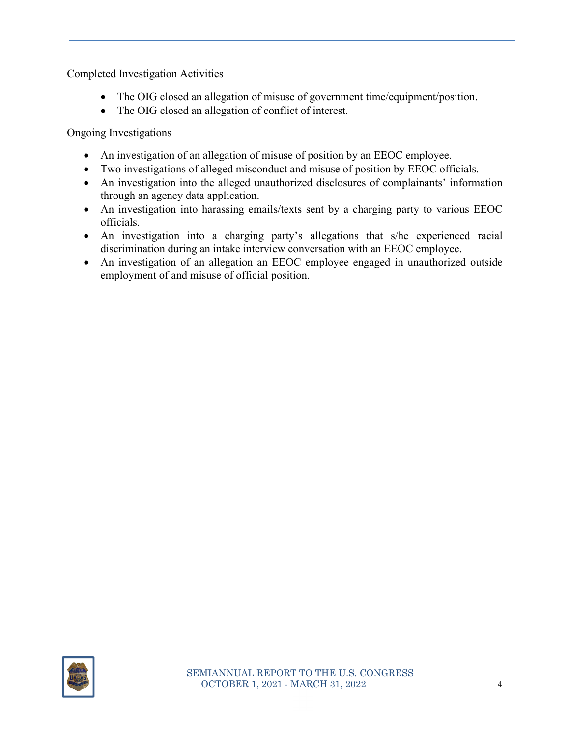Completed Investigation Activities

- The OIG closed an allegation of misuse of government time/equipment/position.
- The OIG closed an allegation of conflict of interest.

Ongoing Investigations

- An investigation of an allegation of misuse of position by an EEOC employee.
- Two investigations of alleged misconduct and misuse of position by EEOC officials.
- An investigation into the alleged unauthorized disclosures of complainants' information through an agency data application.
- An investigation into harassing emails/texts sent by a charging party to various EEOC officials.
- An investigation into a charging party's allegations that s/he experienced racial discrimination during an intake interview conversation with an EEOC employee.
- An investigation of an allegation an EEOC employee engaged in unauthorized outside employment of and misuse of official position.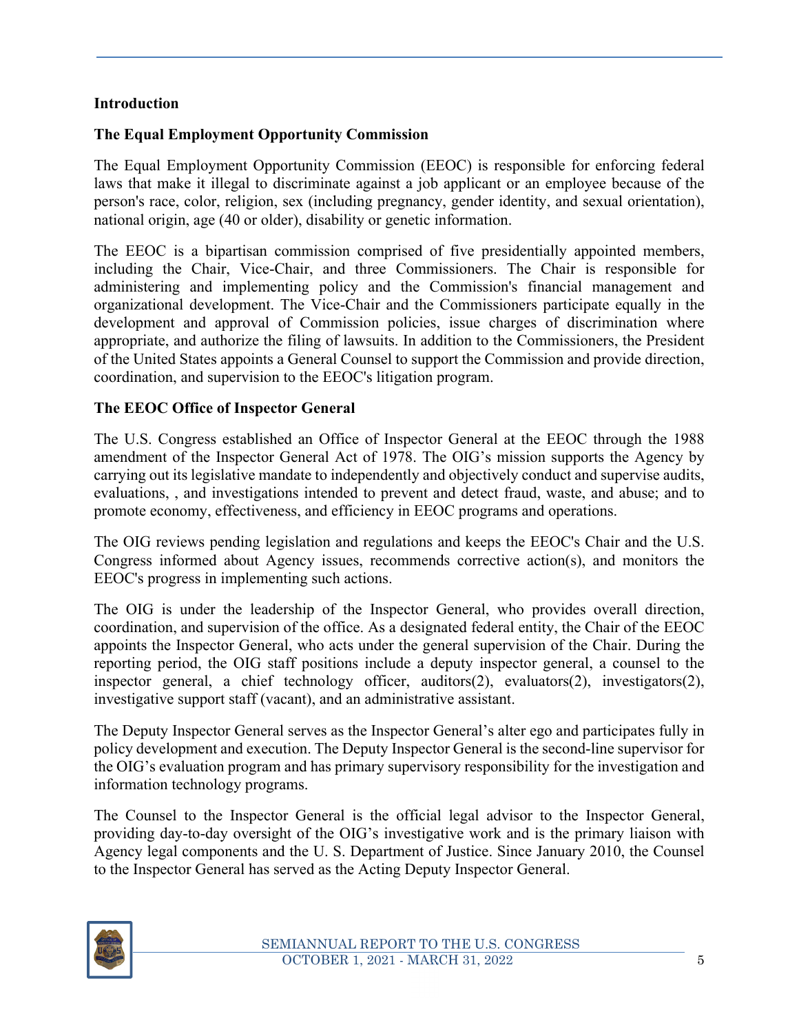## Introduction

### The Equal Employment Opportunity Commission

The Equal Employment Opportunity Commission (EEOC) is responsible for enforcing federal laws that make it illegal to discriminate against a job applicant or an employee because of the person's race, color, religion, sex (including pregnancy, gender identity, and sexual orientation), national origin, age (40 or older), disability or genetic information.

The EEOC is a bipartisan commission comprised of five presidentially appointed members, including the Chair, Vice-Chair, and three Commissioners. The Chair is responsible for administering and implementing policy and the Commission's financial management and organizational development. The Vice-Chair and the Commissioners participate equally in the development and approval of Commission policies, issue charges of discrimination where appropriate, and authorize the filing of lawsuits. In addition to the Commissioners, the President of the United States appoints a General Counsel to support the Commission and provide direction, coordination, and supervision to the EEOC's litigation program.

### The EEOC Office of Inspector General

The U.S. Congress established an Office of Inspector General at the EEOC through the 1988 amendment of the Inspector General Act of 1978. The OIG's mission supports the Agency by carrying out its legislative mandate to independently and objectively conduct and supervise audits, evaluations, , and investigations intended to prevent and detect fraud, waste, and abuse; and to promote economy, effectiveness, and efficiency in EEOC programs and operations.

The OIG reviews pending legislation and regulations and keeps the EEOC's Chair and the U.S. Congress informed about Agency issues, recommends corrective action(s), and monitors the EEOC's progress in implementing such actions.

The OIG is under the leadership of the Inspector General, who provides overall direction, coordination, and supervision of the office. As a designated federal entity, the Chair of the EEOC appoints the Inspector General, who acts under the general supervision of the Chair. During the reporting period, the OIG staff positions include a deputy inspector general, a counsel to the inspector general, a chief technology officer, auditors(2), evaluators(2), investigators(2), investigative support staff (vacant), and an administrative assistant.

The Deputy Inspector General serves as the Inspector General's alter ego and participates fully in policy development and execution. The Deputy Inspector General is the second-line supervisor for the OIG's evaluation program and has primary supervisory responsibility for the investigation and information technology programs.

The Counsel to the Inspector General is the official legal advisor to the Inspector General, providing day-to-day oversight of the OIG's investigative work and is the primary liaison with Agency legal components and the U. S. Department of Justice. Since January 2010, the Counsel to the Inspector General has served as the Acting Deputy Inspector General.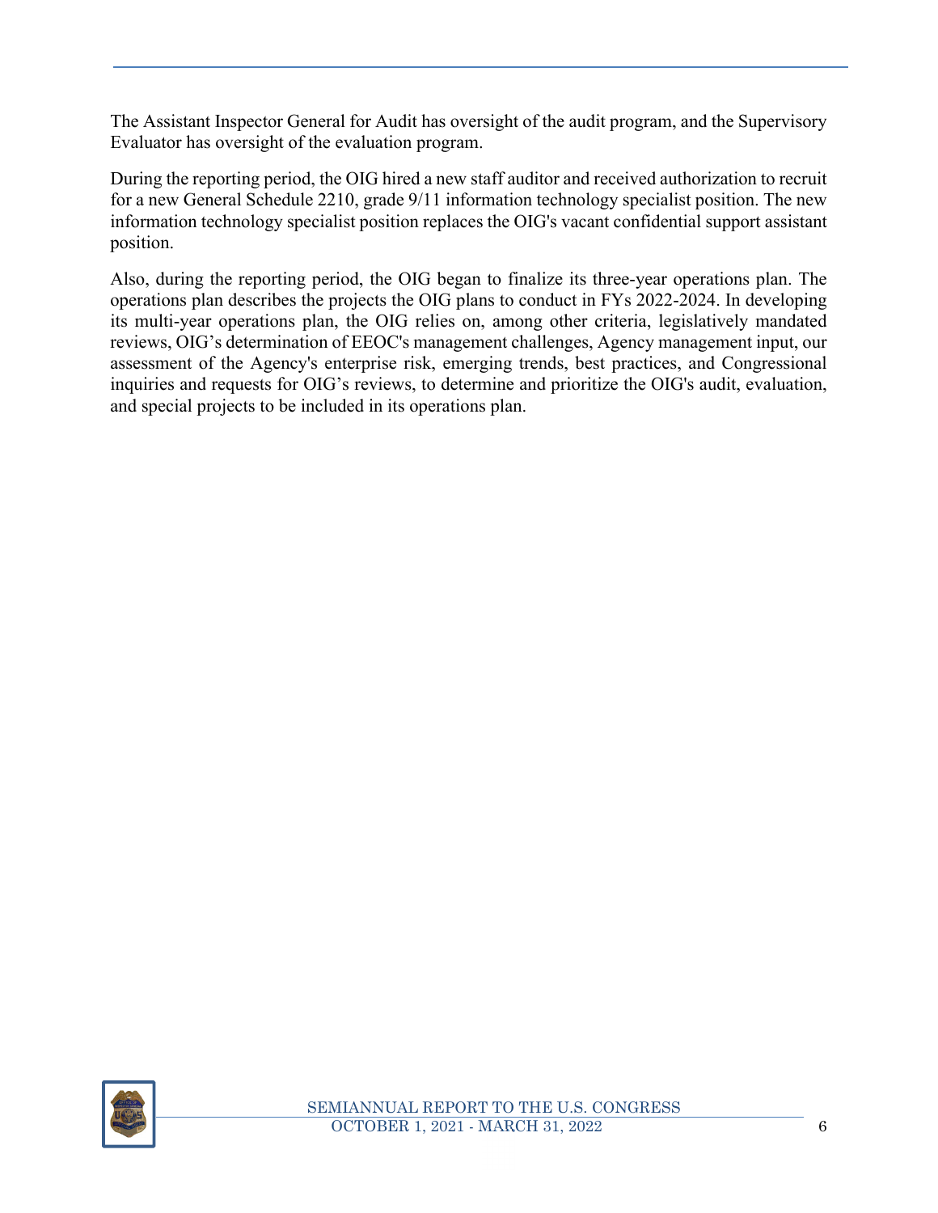The Assistant Inspector General for Audit has oversight of the audit program, and the Supervisory Evaluator has oversight of the evaluation program.

During the reporting period, the OIG hired a new staff auditor and received authorization to recruit for a new General Schedule 2210, grade 9/11 information technology specialist position. The new information technology specialist position replaces the OIG's vacant confidential support assistant position.

Also, during the reporting period, the OIG began to finalize its three-year operations plan. The operations plan describes the projects the OIG plans to conduct in FYs 2022-2024. In developing its multi-year operations plan, the OIG relies on, among other criteria, legislatively mandated reviews, OIG's determination of EEOC's management challenges, Agency management input, our assessment of the Agency's enterprise risk, emerging trends, best practices, and Congressional inquiries and requests for OIG's reviews, to determine and prioritize the OIG's audit, evaluation, and special projects to be included in its operations plan.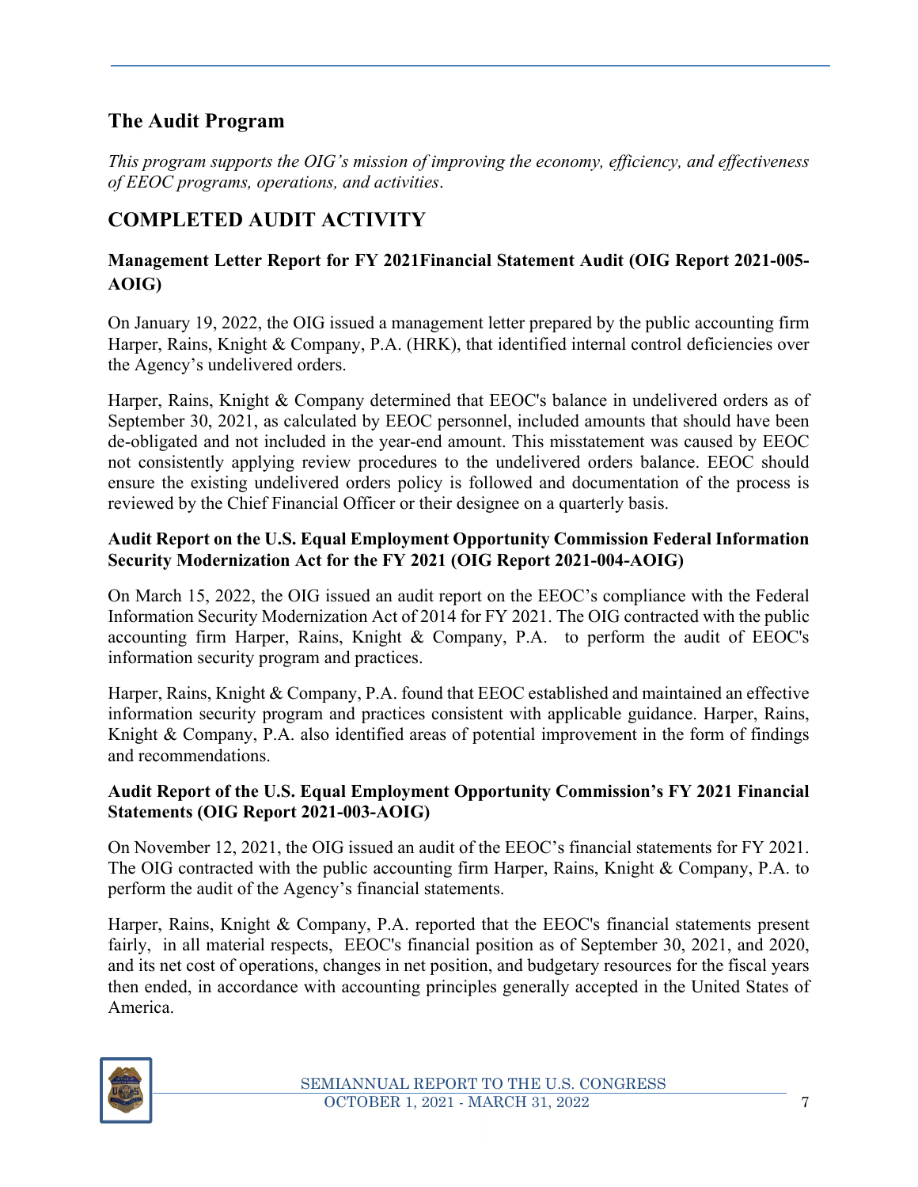## The Audit Program

*This program supports the OIG's mission of improving the economy, efficiency, and effectiveness of EEOC programs, operations, and activities*.

## COMPLETED AUDIT ACTIVITY

### Management Letter Report for FY 2021Financial Statement Audit (OIG Report 2021-005-AOIG)

On January 19, 2022, the OIG issued a management letter prepared by the public accounting firm Harper, Rains, Knight & Company, P.A. (HRK), that identified internal control deficiencies over the Agency's undelivered orders.

Harper, Rains, Knight & Company determined that EEOC's balance in undelivered orders as of September 30, 2021, as calculated by EEOC personnel, included amounts that should have been de-obligated and not included in the year-end amount. This misstatement was caused by EEOC not consistently applying review procedures to the undelivered orders balance. EEOC should ensure the existing undelivered orders policy is followed and documentation of the process is reviewed by the Chief Financial Officer or their designee on a quarterly basis.

### Audit Report on the U.S. Equal Employment Opportunity Commission Federal Information Security Modernization Act for the FY 2021 (OIG Report 2021-004-AOIG)

On March 15, 2022, the OIG issued an audit report on the EEOC's compliance with the Federal Information Security Modernization Act of 2014 for FY 2021. The OIG contracted with the public accounting firm Harper, Rains, Knight & Company, P.A. to perform the audit of EEOC's information security program and practices.

Harper, Rains, Knight & Company, P.A. found that EEOC established and maintained an effective information security program and practices consistent with applicable guidance. Harper, Rains, Knight & Company, P.A. also identified areas of potential improvement in the form of findings and recommendations.

### Audit Report of the U.S. Equal Employment Opportunity Commission's FY 2021 Financial Statements (OIG Report 2021-003-AOIG)

On November 12, 2021, the OIG issued an audit of the EEOC's financial statements for FY 2021. The OIG contracted with the public accounting firm Harper, Rains, Knight & Company, P.A. to perform the audit of the Agency's financial statements.

Harper, Rains, Knight & Company, P.A. reported that the EEOC's financial statements present fairly, in all material respects, EEOC's financial position as of September 30, 2021, and 2020, and its net cost of operations, changes in net position, and budgetary resources for the fiscal years then ended, in accordance with accounting principles generally accepted in the United States of America.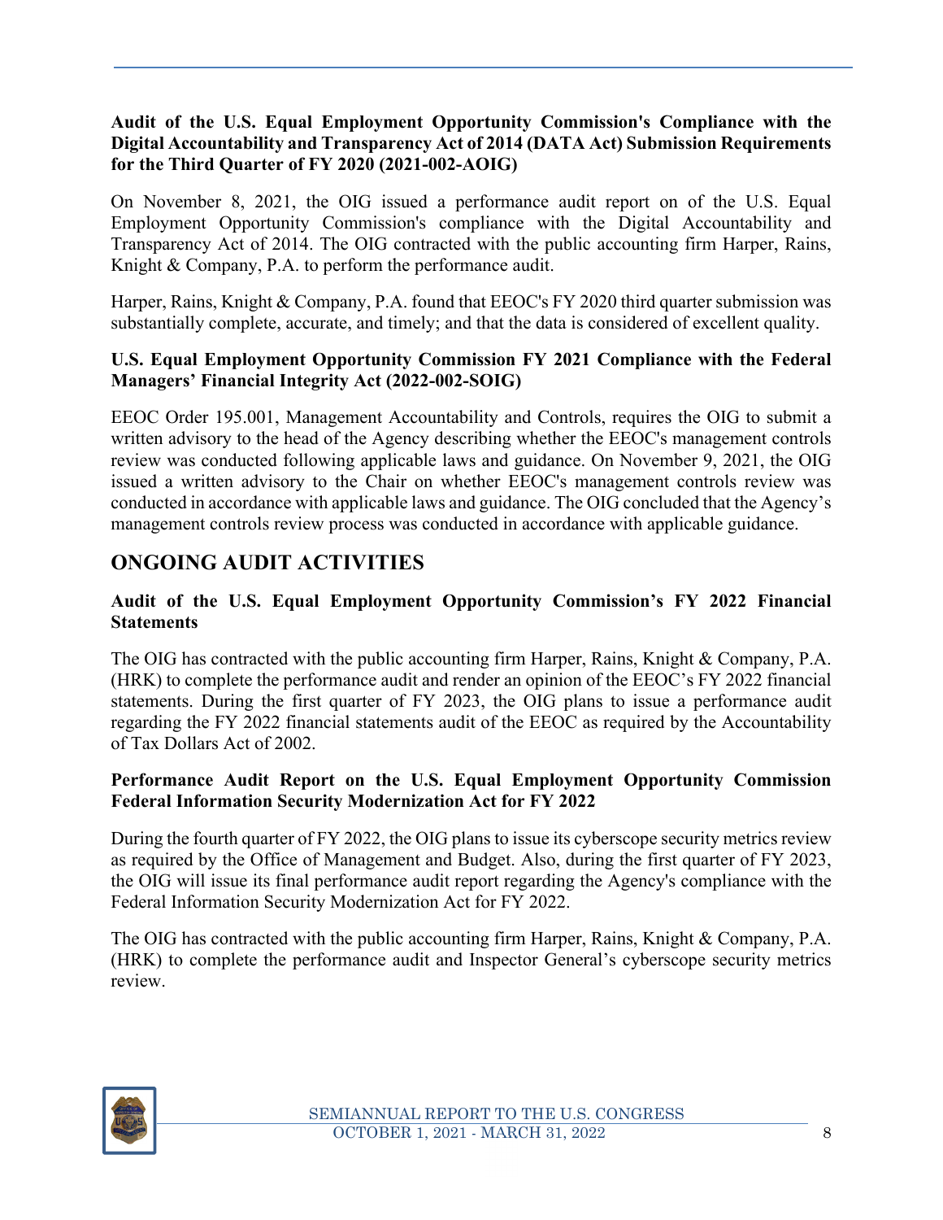**Audit of the U.S. Equal Employment Opportunity Commission's Compliance with the Digital Accountability and Transparency Act of 2014 (DATA Act) Submission Requirements for the Third Quarter of FY 2020 (2021-002-AOIG)**

On November 8, 2021, the OIG issued a performance audit report on of the U.S. Equal Employment Opportunity Commission's compliance with the Digital Accountability and Transparency Act of 2014. The OIG contracted with the public accounting firm Harper, Rains, Knight & Company, P.A. to perform the performance audit.

Harper, Rains, Knight & Company, P.A. found that EEOC's FY 2020 third quarter submission was substantially complete, accurate, and timely; and that the data is considered of excellent quality.

**U.S. Equal Employment Opportunity Commission FY 2021 Compliance with the Federal Managers' Financial Integrity Act (2022-002-SOIG)**

EEOC Order 195.001, Management Accountability and Controls, requires the OIG to submit a written advisory to the head of the Agency describing whether the EEOC's management controls review was conducted following applicable laws and guidance. On November 9, 2021, the OIG issued a written advisory to the Chair on whether EEOC's management controls review was conducted in accordance with applicable laws and guidance. The OIG concluded that the Agency's management controls review process was conducted in accordance with applicable guidance.

## ONGOING AUDIT ACTIVITIES

**Audit of the U.S. Equal Employment Opportunity Commission's FY 2022 Financial Statements**

The OIG has contracted with the public accounting firm Harper, Rains, Knight & Company, P.A. (HRK) to complete the performance audit and render an opinion of the EEOC's FY 2022 financial statements. During the first quarter of FY 2023, the OIG plans to issue a performance audit regarding the FY 2022 financial statements audit of the EEOC as required by the Accountability of Tax Dollars Act of 2002.

**Performance Audit Report on the U.S. Equal Employment Opportunity Commission Federal Information Security Modernization Act for FY 2022**

During the fourth quarter of FY 2022, the OIG plans to issue its cyberscope security metrics review as required by the Office of Management and Budget. Also, during the first quarter of FY 2023, the OIG will issue its final performance audit report regarding the Agency's compliance with the Federal Information Security Modernization Act for FY 2022.

The OIG has contracted with the public accounting firm Harper, Rains, Knight & Company, P.A. (HRK) to complete the performance audit and Inspector General's cyberscope security metrics review.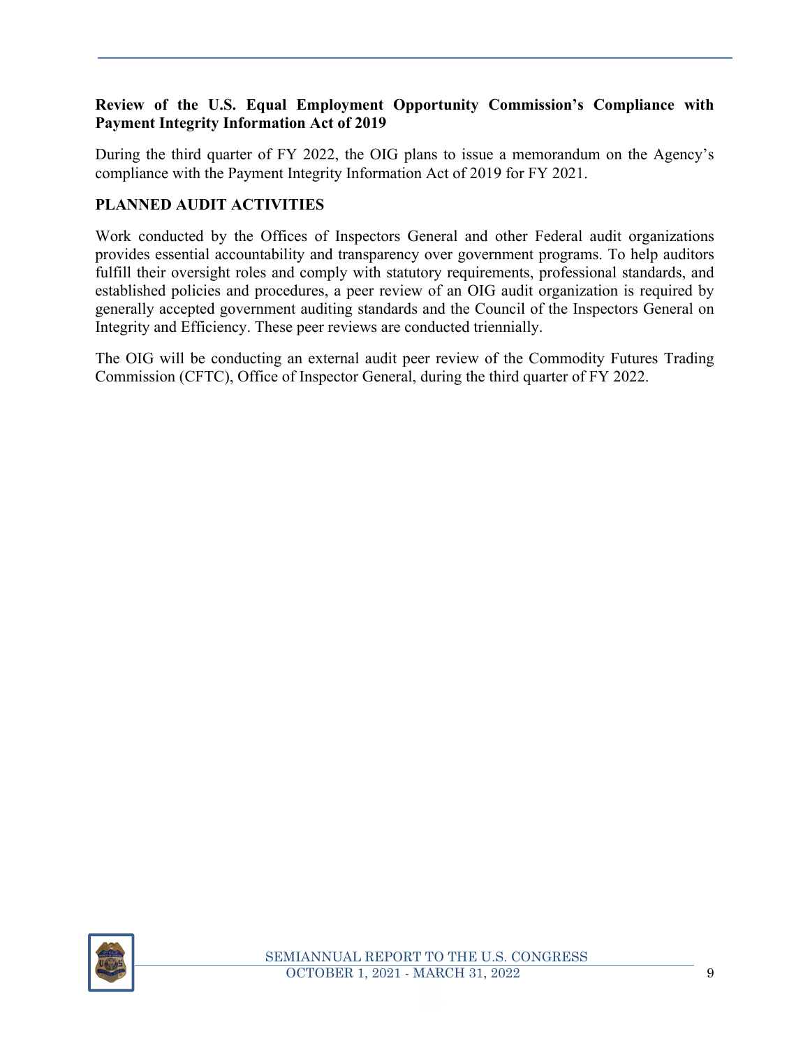### Review of the U.S. Equal Employment Opportunity Commission's Compliance with Payment Integrity Information Act of 2019

During the third quarter of FY 2022, the OIG plans to issue a memorandum on the Agency's compliance with the Payment Integrity Information Act of 2019 for FY 2021.

## PLANNED AUDIT ACTIVITIES

Work conducted by the Offices of Inspectors General and other Federal audit organizations provides essential accountability and transparency over government programs. To help auditors fulfill their oversight roles and comply with statutory requirements, professional standards, and established policies and procedures, a peer review of an OIG audit organization is required by generally accepted government auditing standards and the Council of the Inspectors General on Integrity and Efficiency. These peer reviews are conducted triennially.

The OIG will be conducting an external audit peer review of the Commodity Futures Trading Commission (CFTC), Office of Inspector General, during the third quarter of FY 2022.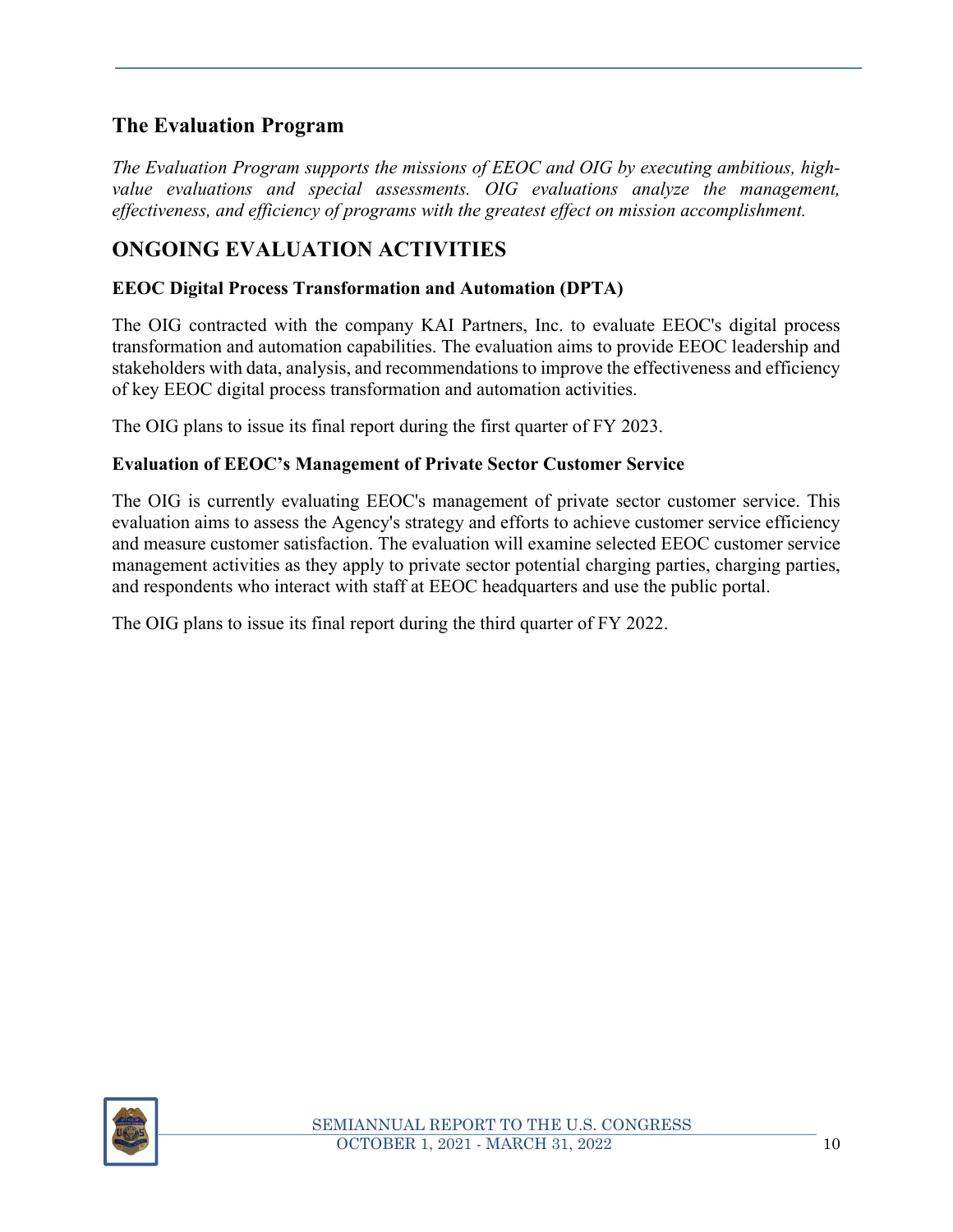## The Evaluation Program

*The Evaluation Program supports the missions of EEOC and OIG by executing ambitious, high-value evaluations and special assessments. OIG evaluations analyze the management, effectiveness, and efficiency of programs with the greatest effect on mission accomplishment.*

## ONGOING EVALUATION ACTIVITIES

### EEOC Digital Process Transformation and Automation (DPTA)

The OIG contracted with the company KAI Partners, Inc. to evaluate EEOC's digital process transformation and automation capabilities. The evaluation aims to provide EEOC leadership and stakeholders with data, analysis, and recommendations to improve the effectiveness and efficiency of key EEOC digital process transformation and automation activities.

The OIG plans to issue its final report during the first quarter of FY 2023.

### Evaluation of EEOC's Management of Private Sector Customer Service

The OIG is currently evaluating EEOC's management of private sector customer service. This evaluation aims to assess the Agency's strategy and efforts to achieve customer service efficiency and measure customer satisfaction. The evaluation will examine selected EEOC customer service management activities as they apply to private sector potential charging parties, charging parties, and respondents who interact with staff at EEOC headquarters and use the public portal.

The OIG plans to issue its final report during the third quarter of FY 2022.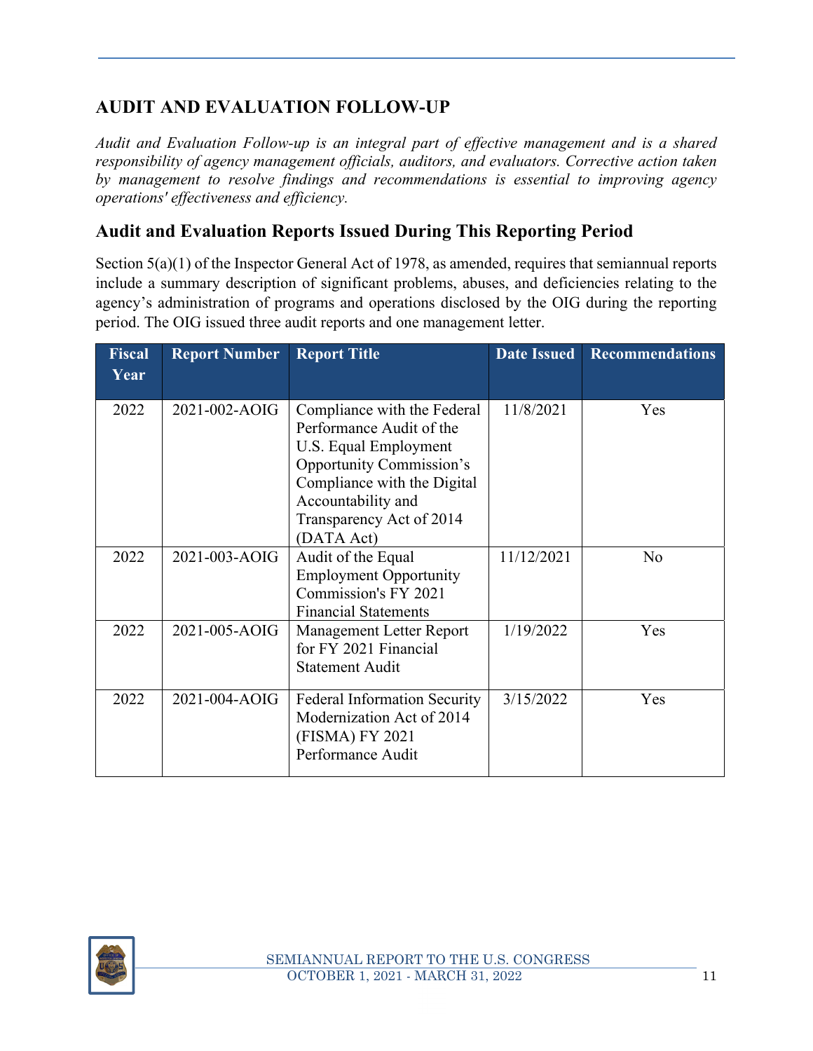## AUDIT AND EVALUATION FOLLOW-UP

*Audit and Evaluation Follow-up is an integral part of effective management and is a shared responsibility of agency management officials, auditors, and evaluators. Corrective action taken by management to resolve findings and recommendations is essential to improving agency operations' effectiveness and efficiency.*

### Audit and Evaluation Reports Issued During This Reporting Period

Section 5(a)(1) of the Inspector General Act of 1978, as amended, requires that semiannual reports include a summary description of significant problems, abuses, and deficiencies relating to the agency's administration of programs and operations disclosed by the OIG during the reporting period. The OIG issued three audit reports and one management letter.

| Fiscal Year | Report Number | Report Title | Date Issued | Recommendations |
|---|---|---|---|---|
| 2022 | 2021-002-AOIG | Compliance with the Federal Performance Audit of the U.S. Equal Employment Opportunity Commission's Compliance with the Digital Accountability and Transparency Act of 2014 (DATA Act) | 11/8/2021 | Yes |
| 2022 | 2021-003-AOIG | Audit of the Equal Employment Opportunity Commission's FY 2021 Financial Statements | 11/12/2021 | No |
| 2022 | 2021-005-AOIG | Management Letter Report for FY 2021 Financial Statement Audit | 1/19/2022 | Yes |
| 2022 | 2021-004-AOIG | Federal Information Security Modernization Act of 2014 (FISMA) FY 2021 Performance Audit | 3/15/2022 | Yes |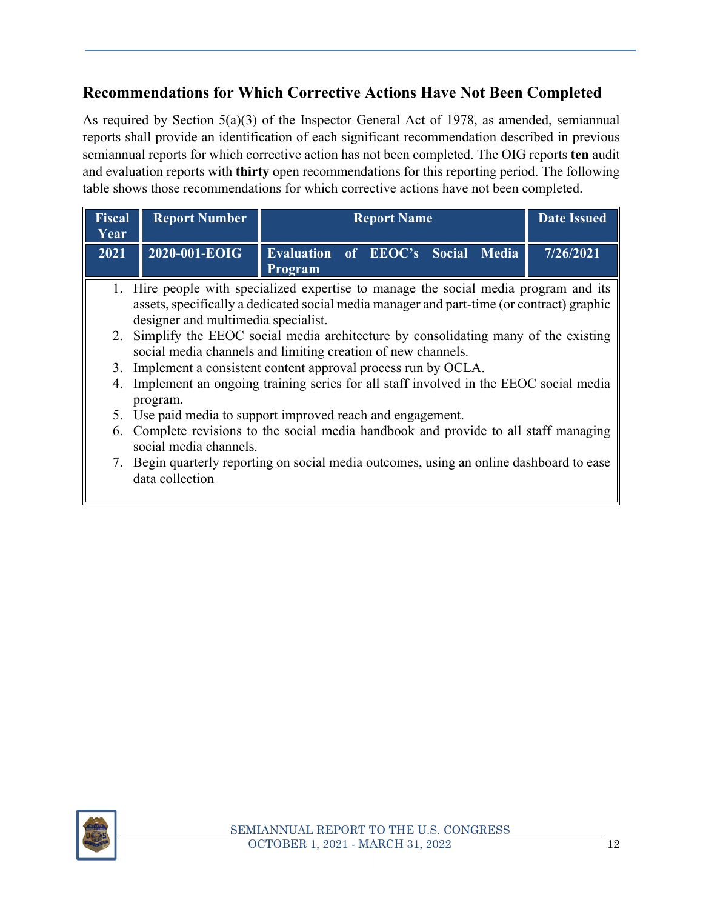## Recommendations for Which Corrective Actions Have Not Been Completed

As required by Section 5(a)(3) of the Inspector General Act of 1978, as amended, semiannual reports shall provide an identification of each significant recommendation described in previous semiannual reports for which corrective action has not been completed. The OIG reports **ten** audit and evaluation reports with **thirty** open recommendations for this reporting period. The following table shows those recommendations for which corrective actions have not been completed.

| Fiscal Year | Report Number | Report Name | Date Issued |
|---|---|---|---|
| 2021 | 2020-001-EOIG | Evaluation of EEOC's Social Media Program | 7/26/2021 |

1. Hire people with specialized expertise to manage the social media program and its assets, specifically a dedicated social media manager and part-time (or contract) graphic designer and multimedia specialist.
2. Simplify the EEOC social media architecture by consolidating many of the existing social media channels and limiting creation of new channels.
3. Implement a consistent content approval process run by OCLA.
4. Implement an ongoing training series for all staff involved in the EEOC social media program.
5. Use paid media to support improved reach and engagement.
6. Complete revisions to the social media handbook and provide to all staff managing social media channels.
7. Begin quarterly reporting on social media outcomes, using an online dashboard to ease data collection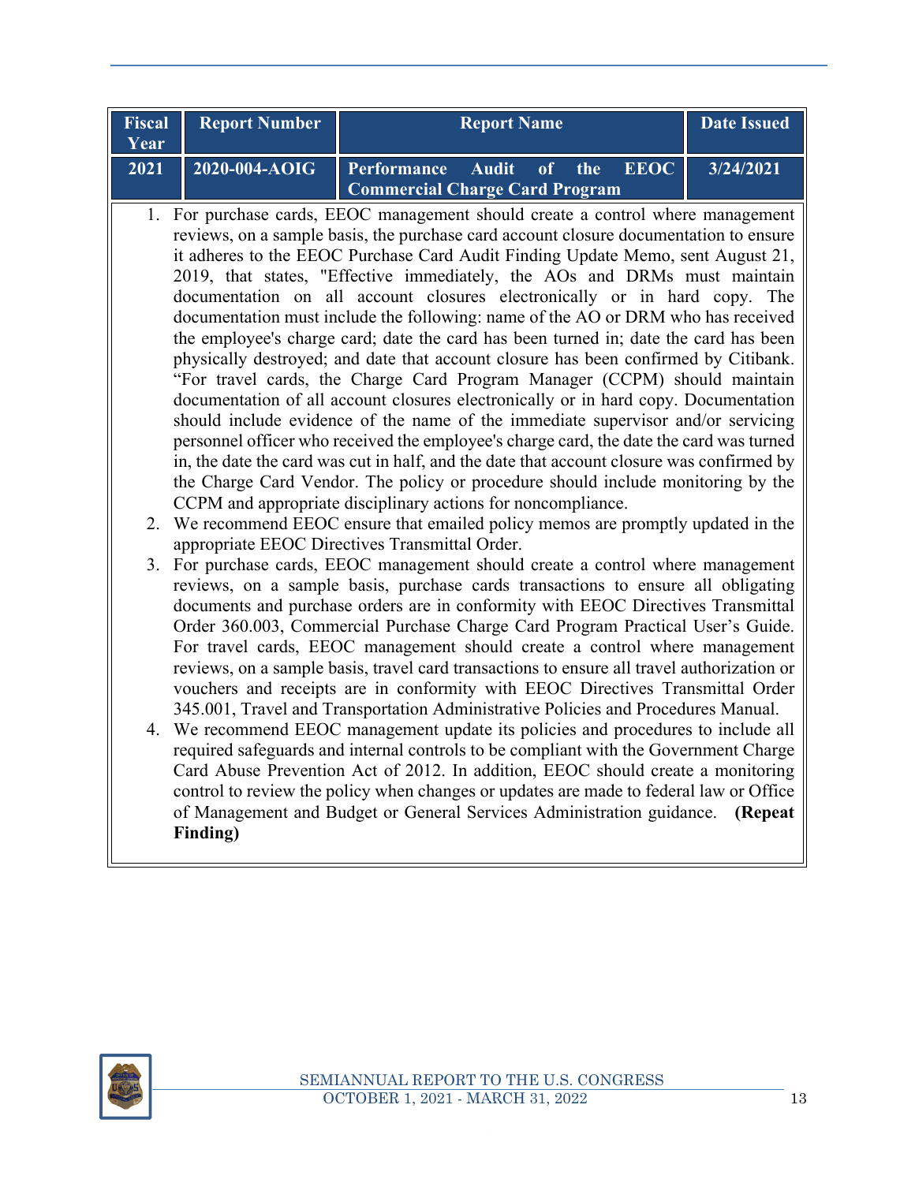| Fiscal Year | Report Number | Report Name | Date Issued |
|---|---|---|---|
| 2021 | 2020-004-AOIG | Performance Audit of the EEOC Commercial Charge Card Program | 3/24/2021 |

1. For purchase cards, EEOC management should create a control where management reviews, on a sample basis, the purchase card account closure documentation to ensure it adheres to the EEOC Purchase Card Audit Finding Update Memo, sent August 21, 2019, that states, "Effective immediately, the AOs and DRMs must maintain documentation on all account closures electronically or in hard copy. The documentation must include the following: name of the AO or DRM who has received the employee's charge card; date the card has been turned in; date the card has been physically destroyed; and date that account closure has been confirmed by Citibank. "For travel cards, the Charge Card Program Manager (CCPM) should maintain documentation of all account closures electronically or in hard copy. Documentation should include evidence of the name of the immediate supervisor and/or servicing personnel officer who received the employee's charge card, the date the card was turned in, the date the card was cut in half, and the date that account closure was confirmed by the Charge Card Vendor. The policy or procedure should include monitoring by the CCPM and appropriate disciplinary actions for noncompliance.
2. We recommend EEOC ensure that emailed policy memos are promptly updated in the appropriate EEOC Directives Transmittal Order.
3. For purchase cards, EEOC management should create a control where management reviews, on a sample basis, purchase cards transactions to ensure all obligating documents and purchase orders are in conformity with EEOC Directives Transmittal Order 360.003, Commercial Purchase Charge Card Program Practical User's Guide. For travel cards, EEOC management should create a control where management reviews, on a sample basis, travel card transactions to ensure all travel authorization or vouchers and receipts are in conformity with EEOC Directives Transmittal Order 345.001, Travel and Transportation Administrative Policies and Procedures Manual.
4. We recommend EEOC management update its policies and procedures to include all required safeguards and internal controls to be compliant with the Government Charge Card Abuse Prevention Act of 2012. In addition, EEOC should create a monitoring control to review the policy when changes or updates are made to federal law or Office of Management and Budget or General Services Administration guidance. **(Repeat Finding)**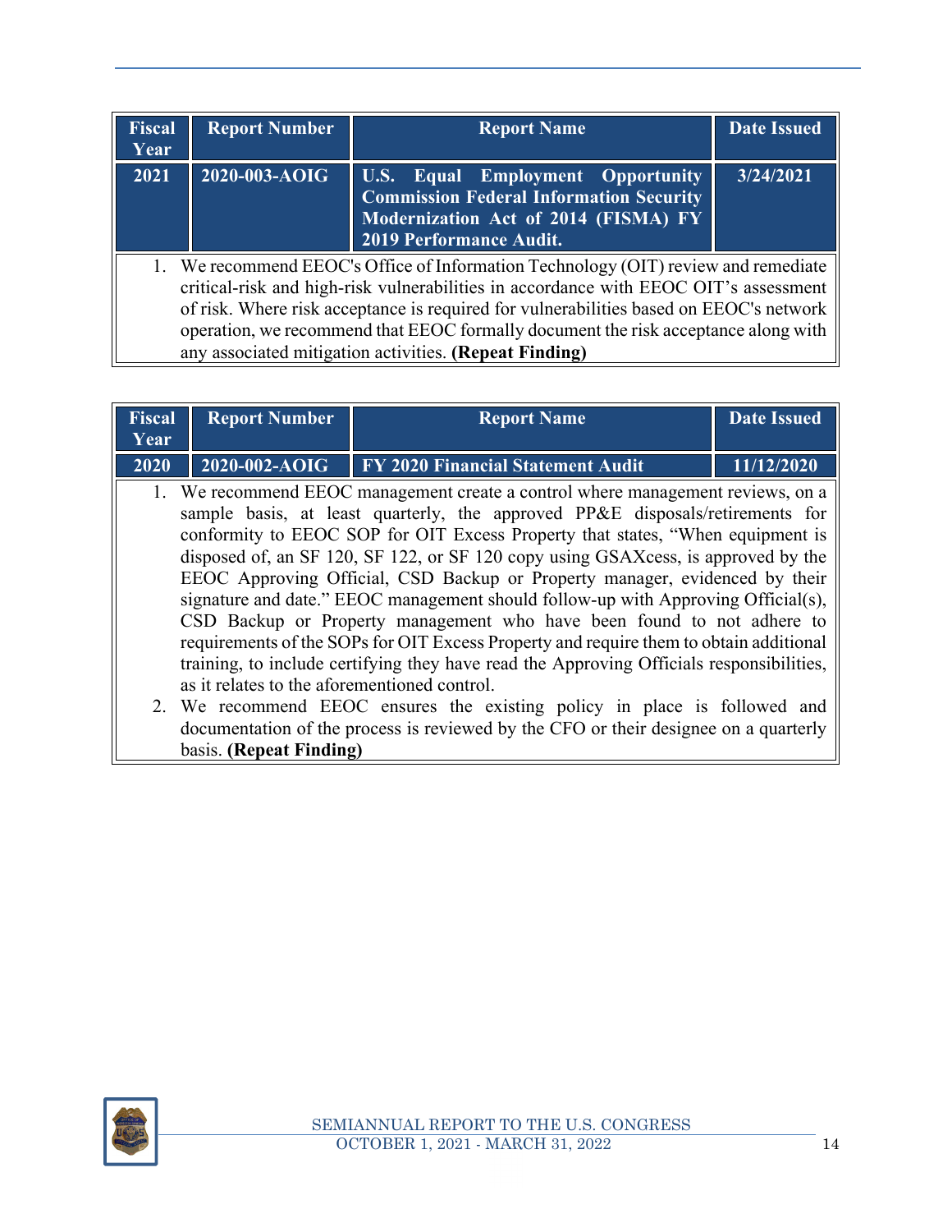| Fiscal Year | Report Number | Report Name | Date Issued |
|---|---|---|---|
| 2021 | 2020-003-AOIG | U.S. Equal Employment Opportunity Commission Federal Information Security Modernization Act of 2014 (FISMA) FY 2019 Performance Audit. | 3/24/2021 |

1. We recommend EEOC's Office of Information Technology (OIT) review and remediate critical-risk and high-risk vulnerabilities in accordance with EEOC OIT's assessment of risk. Where risk acceptance is required for vulnerabilities based on EEOC's network operation, we recommend that EEOC formally document the risk acceptance along with any associated mitigation activities. **(Repeat Finding)**

| Fiscal Year | Report Number | Report Name | Date Issued |
|---|---|---|---|
| 2020 | 2020-002-AOIG | FY 2020 Financial Statement Audit | 11/12/2020 |

1. We recommend EEOC management create a control where management reviews, on a sample basis, at least quarterly, the approved PP&E disposals/retirements for conformity to EEOC SOP for OIT Excess Property that states, "When equipment is disposed of, an SF 120, SF 122, or SF 120 copy using GSAXcess, is approved by the EEOC Approving Official, CSD Backup or Property manager, evidenced by their signature and date." EEOC management should follow-up with Approving Official(s), CSD Backup or Property management who have been found to not adhere to requirements of the SOPs for OIT Excess Property and require them to obtain additional training, to include certifying they have read the Approving Officials responsibilities, as it relates to the aforementioned control.
2. We recommend EEOC ensures the existing policy in place is followed and documentation of the process is reviewed by the CFO or their designee on a quarterly basis. **(Repeat Finding)**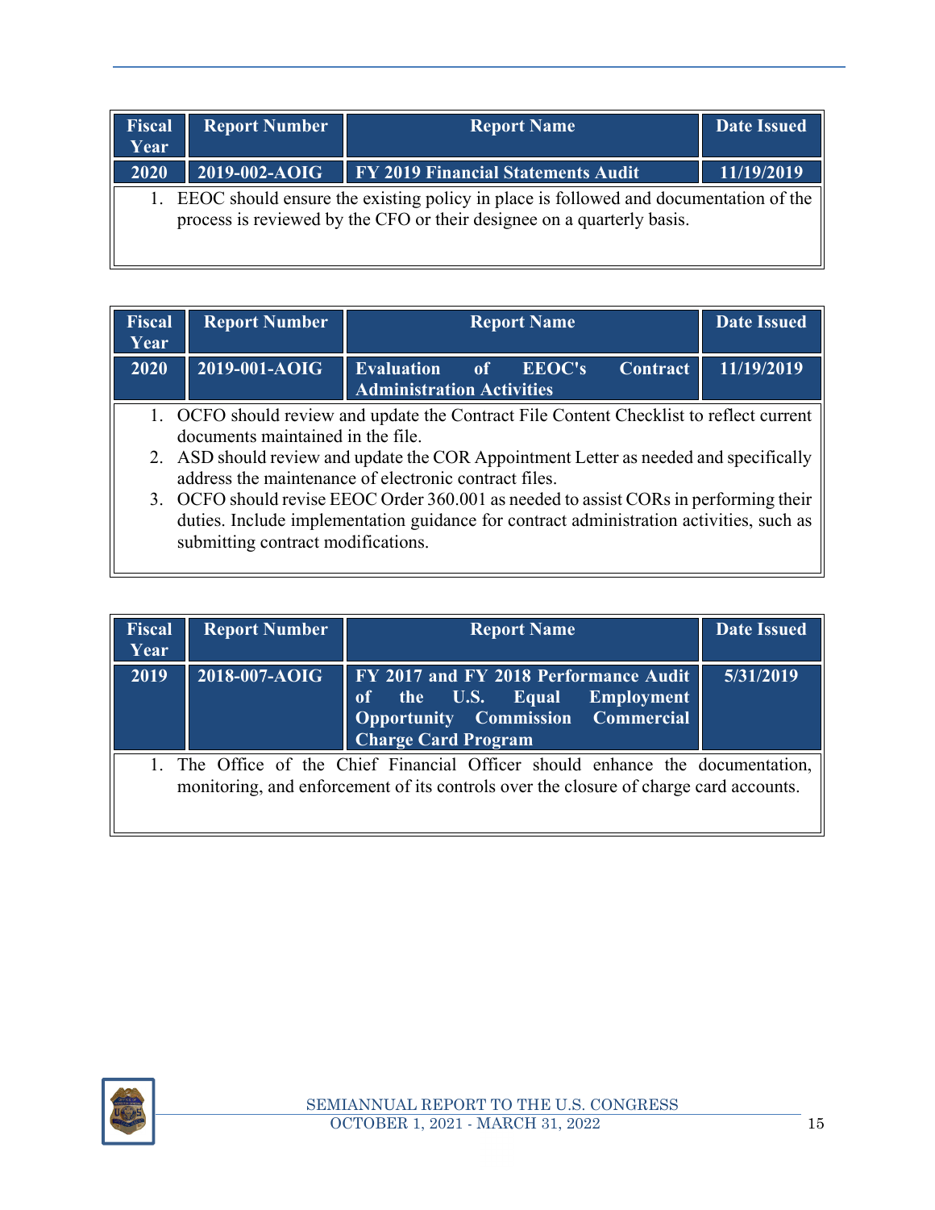| Fiscal Year | Report Number | Report Name | Date Issued |
| --- | --- | --- | --- |
| 2020 | 2019-002-AOIG | FY 2019 Financial Statements Audit | 11/19/2019 |

1. EEOC should ensure the existing policy in place is followed and documentation of the process is reviewed by the CFO or their designee on a quarterly basis.

| Fiscal Year | Report Number | Report Name | Date Issued |
| --- | --- | --- | --- |
| 2020 | 2019-001-AOIG | Evaluation of EEOC's Contract Administration Activities | 11/19/2019 |

1. OCFO should review and update the Contract File Content Checklist to reflect current documents maintained in the file.
2. ASD should review and update the COR Appointment Letter as needed and specifically address the maintenance of electronic contract files.
3. OCFO should revise EEOC Order 360.001 as needed to assist CORs in performing their duties. Include implementation guidance for contract administration activities, such as submitting contract modifications.

| Fiscal Year | Report Number | Report Name | Date Issued |
| --- | --- | --- | --- |
| 2019 | 2018-007-AOIG | FY 2017 and FY 2018 Performance Audit of the U.S. Equal Employment Opportunity Commission Commercial Charge Card Program | 5/31/2019 |

1. The Office of the Chief Financial Officer should enhance the documentation, monitoring, and enforcement of its controls over the closure of charge card accounts.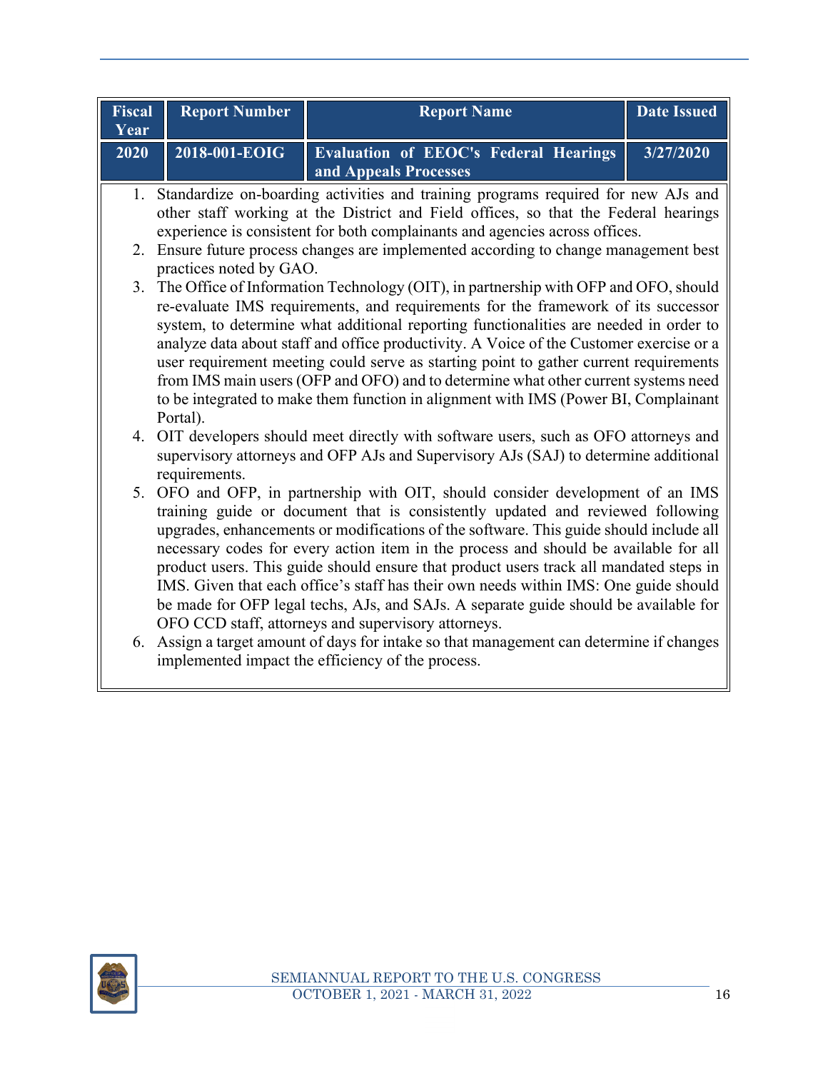| Fiscal Year | Report Number | Report Name | Date Issued |
| --- | --- | --- | --- |
| 2020 | 2018-001-EOIG | Evaluation of EEOC's Federal Hearings and Appeals Processes | 3/27/2020 |

1. Standardize on-boarding activities and training programs required for new AJs and other staff working at the District and Field offices, so that the Federal hearings experience is consistent for both complainants and agencies across offices.
2. Ensure future process changes are implemented according to change management best practices noted by GAO.
3. The Office of Information Technology (OIT), in partnership with OFP and OFO, should re-evaluate IMS requirements, and requirements for the framework of its successor system, to determine what additional reporting functionalities are needed in order to analyze data about staff and office productivity. A Voice of the Customer exercise or a user requirement meeting could serve as starting point to gather current requirements from IMS main users (OFP and OFO) and to determine what other current systems need to be integrated to make them function in alignment with IMS (Power BI, Complainant Portal).
4. OIT developers should meet directly with software users, such as OFO attorneys and supervisory attorneys and OFP AJs and Supervisory AJs (SAJ) to determine additional requirements.
5. OFO and OFP, in partnership with OIT, should consider development of an IMS training guide or document that is consistently updated and reviewed following upgrades, enhancements or modifications of the software. This guide should include all necessary codes for every action item in the process and should be available for all product users. This guide should ensure that product users track all mandated steps in IMS. Given that each office's staff has their own needs within IMS: One guide should be made for OFP legal techs, AJs, and SAJs. A separate guide should be available for OFO CCD staff, attorneys and supervisory attorneys.
6. Assign a target amount of days for intake so that management can determine if changes implemented impact the efficiency of the process.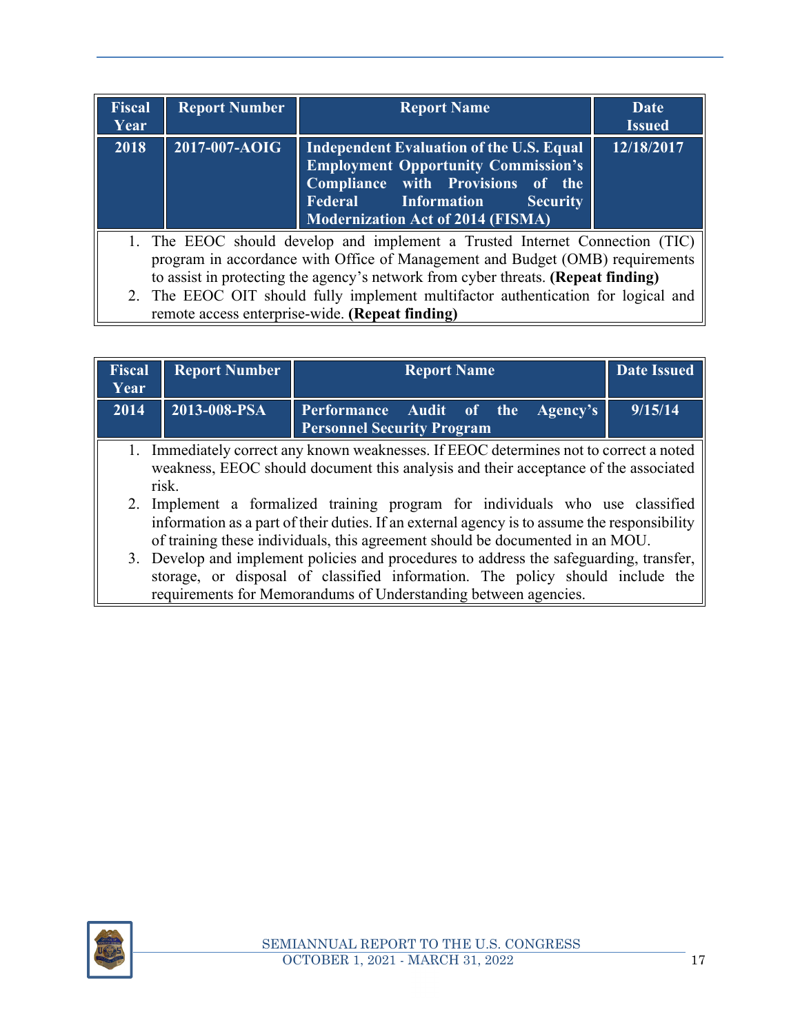| Fiscal Year | Report Number | Report Name | Date Issued |
|---|---|---|---|
| **2018** | **2017-007-AOIG** | **Independent Evaluation of the U.S. Equal Employment Opportunity Commission's Compliance with Provisions of the Federal Information Security Modernization Act of 2014 (FISMA)** | **12/18/2017** |

1. The EEOC should develop and implement a Trusted Internet Connection (TIC) program in accordance with Office of Management and Budget (OMB) requirements to assist in protecting the agency's network from cyber threats. **(Repeat finding)**
2. The EEOC OIT should fully implement multifactor authentication for logical and remote access enterprise-wide. **(Repeat finding)**

| Fiscal Year | Report Number | Report Name | Date Issued |
|---|---|---|---|
| **2014** | **2013-008-PSA** | **Performance Audit of the Agency's Personnel Security Program** | **9/15/14** |

1. Immediately correct any known weaknesses. If EEOC determines not to correct a noted weakness, EEOC should document this analysis and their acceptance of the associated risk.
2. Implement a formalized training program for individuals who use classified information as a part of their duties. If an external agency is to assume the responsibility of training these individuals, this agreement should be documented in an MOU.
3. Develop and implement policies and procedures to address the safeguarding, transfer, storage, or disposal of classified information. The policy should include the requirements for Memorandums of Understanding between agencies.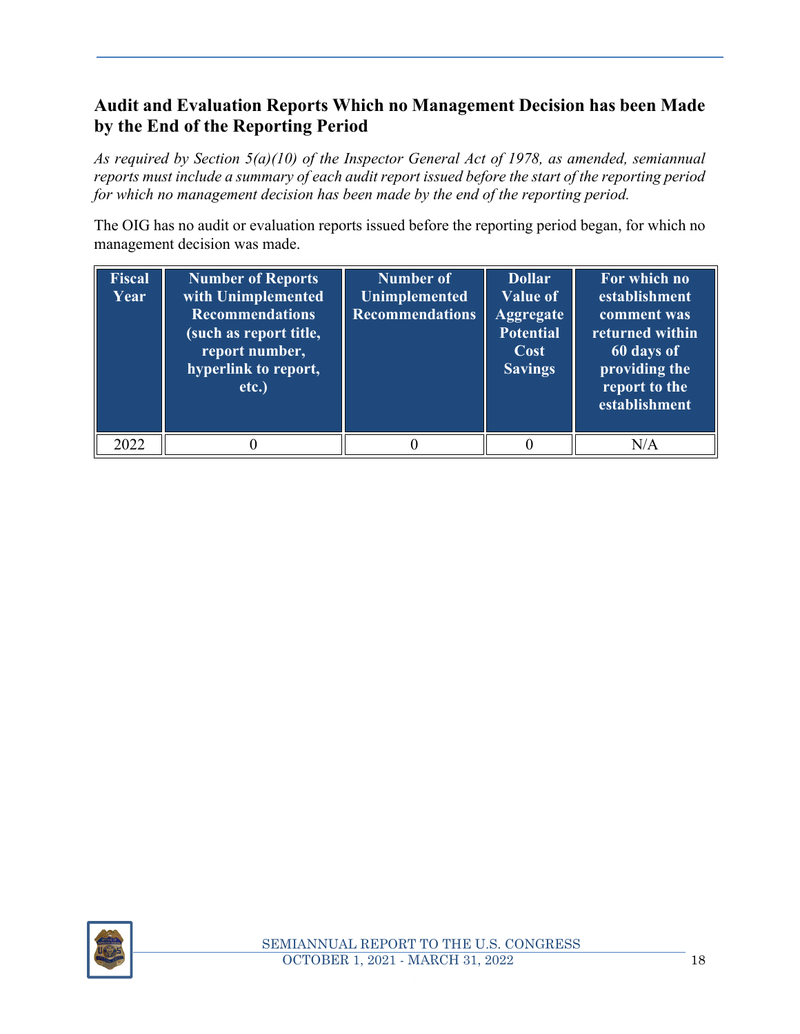## Audit and Evaluation Reports Which no Management Decision has been Made by the End of the Reporting Period

*As required by Section 5(a)(10) of the Inspector General Act of 1978, as amended, semiannual reports must include a summary of each audit report issued before the start of the reporting period for which no management decision has been made by the end of the reporting period.*

The OIG has no audit or evaluation reports issued before the reporting period began, for which no management decision was made.

| Fiscal Year | Number of Reports with Unimplemented Recommendations (such as report title, report number, hyperlink to report, etc.) | Number of Unimplemented Recommendations | Dollar Value of Aggregate Potential Cost Savings | For which no establishment comment was returned within 60 days of providing the report to the establishment |
|---|---|---|---|---|
| 2022 | 0 | 0 | 0 | N/A |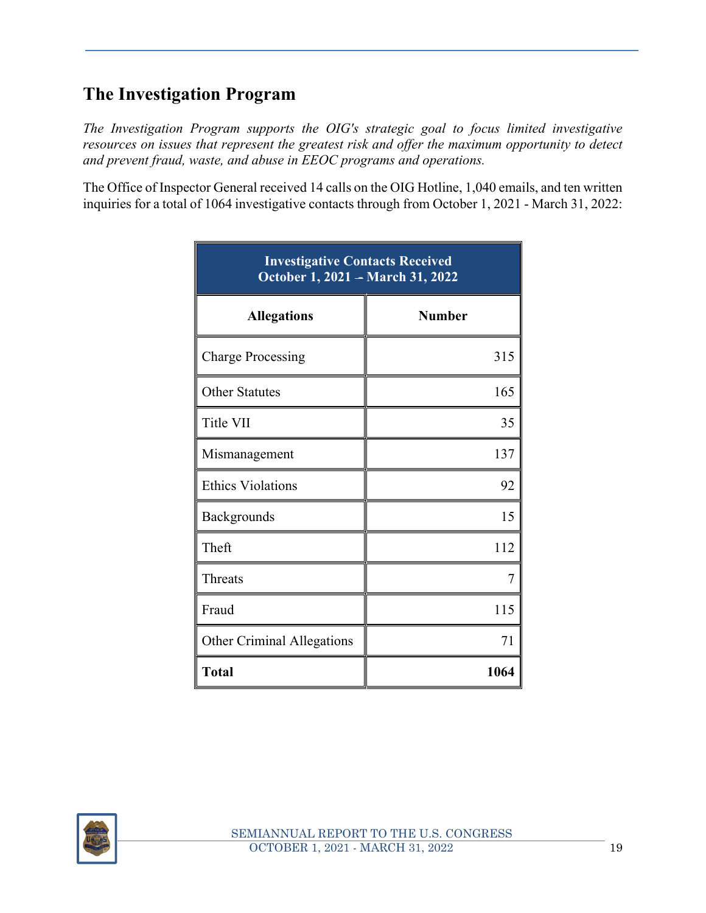## The Investigation Program

*The Investigation Program supports the OIG's strategic goal to focus limited investigative resources on issues that represent the greatest risk and offer the maximum opportunity to detect and prevent fraud, waste, and abuse in EEOC programs and operations.*

The Office of Inspector General received 14 calls on the OIG Hotline, 1,040 emails, and ten written inquiries for a total of 1064 investigative contacts through from October 1, 2021 - March 31, 2022:

| Investigative Contacts Received October 1, 2021 – March 31, 2022 | |
|---|---|
| **Allegations** | **Number** |
| Charge Processing | 315 |
| Other Statutes | 165 |
| Title VII | 35 |
| Mismanagement | 137 |
| Ethics Violations | 92 |
| Backgrounds | 15 |
| Theft | 112 |
| Threats | 7 |
| Fraud | 115 |
| Other Criminal Allegations | 71 |
| **Total** | **1064** |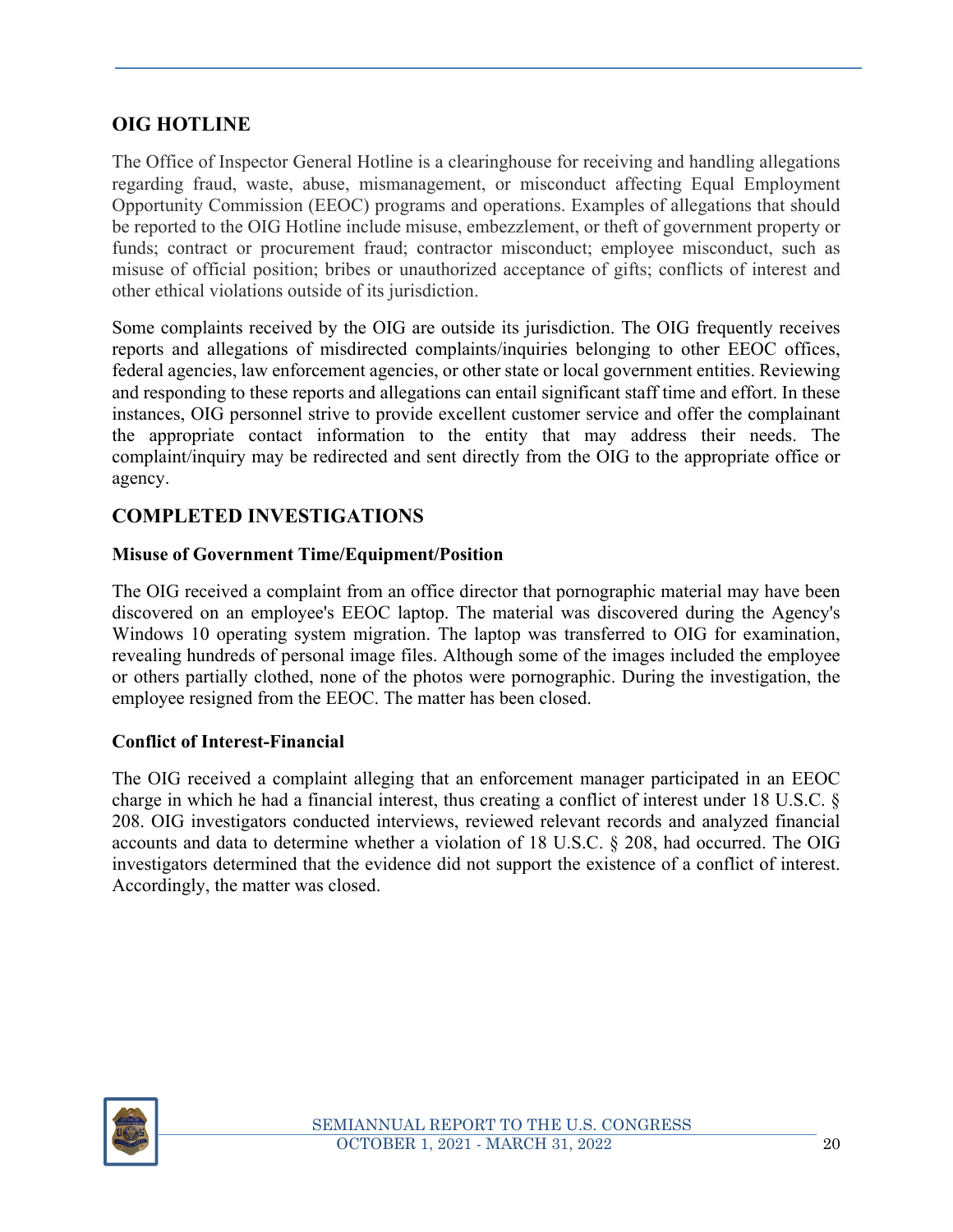## OIG HOTLINE

The Office of Inspector General Hotline is a clearinghouse for receiving and handling allegations regarding fraud, waste, abuse, mismanagement, or misconduct affecting Equal Employment Opportunity Commission (EEOC) programs and operations. Examples of allegations that should be reported to the OIG Hotline include misuse, embezzlement, or theft of government property or funds; contract or procurement fraud; contractor misconduct; employee misconduct, such as misuse of official position; bribes or unauthorized acceptance of gifts; conflicts of interest and other ethical violations outside of its jurisdiction.

Some complaints received by the OIG are outside its jurisdiction. The OIG frequently receives reports and allegations of misdirected complaints/inquiries belonging to other EEOC offices, federal agencies, law enforcement agencies, or other state or local government entities. Reviewing and responding to these reports and allegations can entail significant staff time and effort. In these instances, OIG personnel strive to provide excellent customer service and offer the complainant the appropriate contact information to the entity that may address their needs. The complaint/inquiry may be redirected and sent directly from the OIG to the appropriate office or agency.

## COMPLETED INVESTIGATIONS

### Misuse of Government Time/Equipment/Position

The OIG received a complaint from an office director that pornographic material may have been discovered on an employee's EEOC laptop. The material was discovered during the Agency's Windows 10 operating system migration. The laptop was transferred to OIG for examination, revealing hundreds of personal image files. Although some of the images included the employee or others partially clothed, none of the photos were pornographic. During the investigation, the employee resigned from the EEOC. The matter has been closed.

### Conflict of Interest-Financial

The OIG received a complaint alleging that an enforcement manager participated in an EEOC charge in which he had a financial interest, thus creating a conflict of interest under 18 U.S.C. § 208. OIG investigators conducted interviews, reviewed relevant records and analyzed financial accounts and data to determine whether a violation of 18 U.S.C. § 208, had occurred. The OIG investigators determined that the evidence did not support the existence of a conflict of interest. Accordingly, the matter was closed.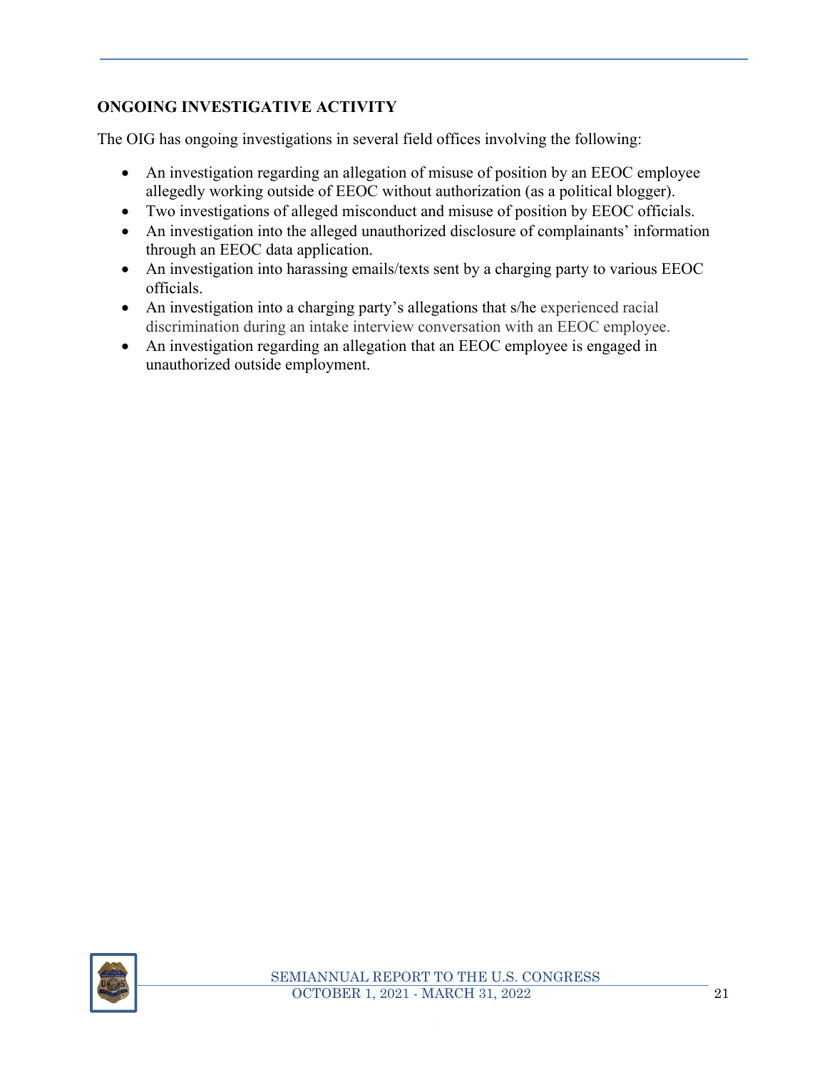## ONGOING INVESTIGATIVE ACTIVITY

The OIG has ongoing investigations in several field offices involving the following:

- An investigation regarding an allegation of misuse of position by an EEOC employee allegedly working outside of EEOC without authorization (as a political blogger).
- Two investigations of alleged misconduct and misuse of position by EEOC officials.
- An investigation into the alleged unauthorized disclosure of complainants' information through an EEOC data application.
- An investigation into harassing emails/texts sent by a charging party to various EEOC officials.
- An investigation into a charging party's allegations that s/he experienced racial discrimination during an intake interview conversation with an EEOC employee.
- An investigation regarding an allegation that an EEOC employee is engaged in unauthorized outside employment.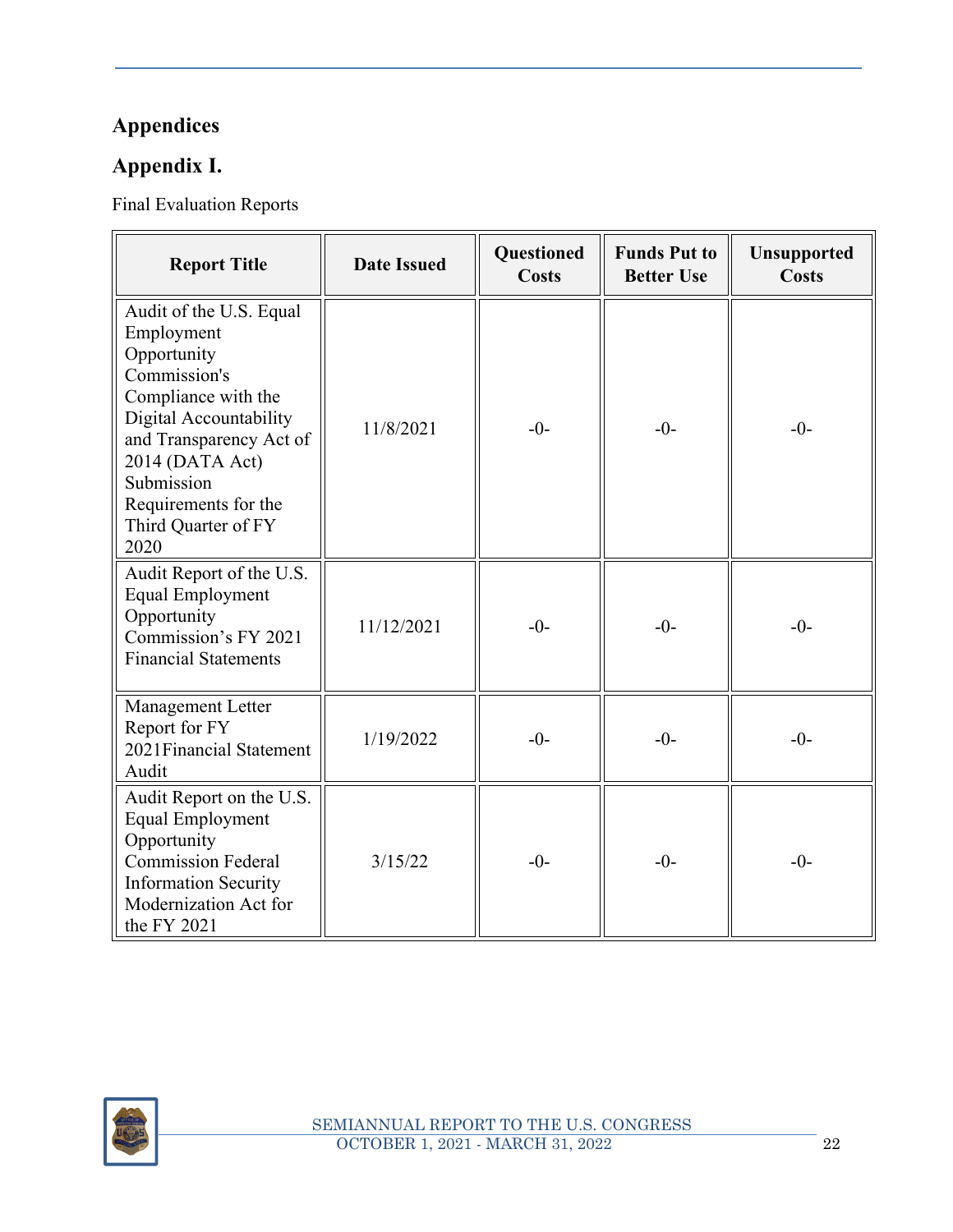# Appendices

## Appendix I.

Final Evaluation Reports

| Report Title | Date Issued | Questioned Costs | Funds Put to Better Use | Unsupported Costs |
|---|---|---|---|---|
| Audit of the U.S. Equal Employment Opportunity Commission's Compliance with the Digital Accountability and Transparency Act of 2014 (DATA Act) Submission Requirements for the Third Quarter of FY 2020 | 11/8/2021 | -0- | -0- | -0- |
| Audit Report of the U.S. Equal Employment Opportunity Commission's FY 2021 Financial Statements | 11/12/2021 | -0- | -0- | -0- |
| Management Letter Report for FY 2021Financial Statement Audit | 1/19/2022 | -0- | -0- | -0- |
| Audit Report on the U.S. Equal Employment Opportunity Commission Federal Information Security Modernization Act for the FY 2021 | 3/15/22 | -0- | -0- | -0- |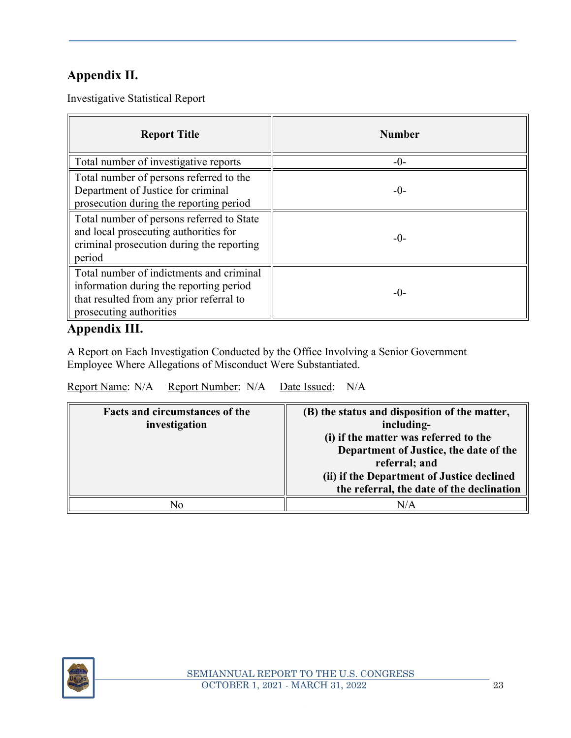## Appendix II.

Investigative Statistical Report

| Report Title | Number |
|---|---|
| Total number of investigative reports | -0- |
| Total number of persons referred to the Department of Justice for criminal prosecution during the reporting period | -0- |
| Total number of persons referred to State and local prosecuting authorities for criminal prosecution during the reporting period | -0- |
| Total number of indictments and criminal information during the reporting period that resulted from any prior referral to prosecuting authorities | -0- |

## Appendix III.

A Report on Each Investigation Conducted by the Office Involving a Senior Government Employee Where Allegations of Misconduct Were Substantiated.

Report Name: N/A Report Number: N/A Date Issued: N/A

| Facts and circumstances of the investigation | (B) the status and disposition of the matter, including- (i) if the matter was referred to the Department of Justice, the date of the referral; and (ii) if the Department of Justice declined the referral, the date of the declination |
|---|---|
| No | N/A |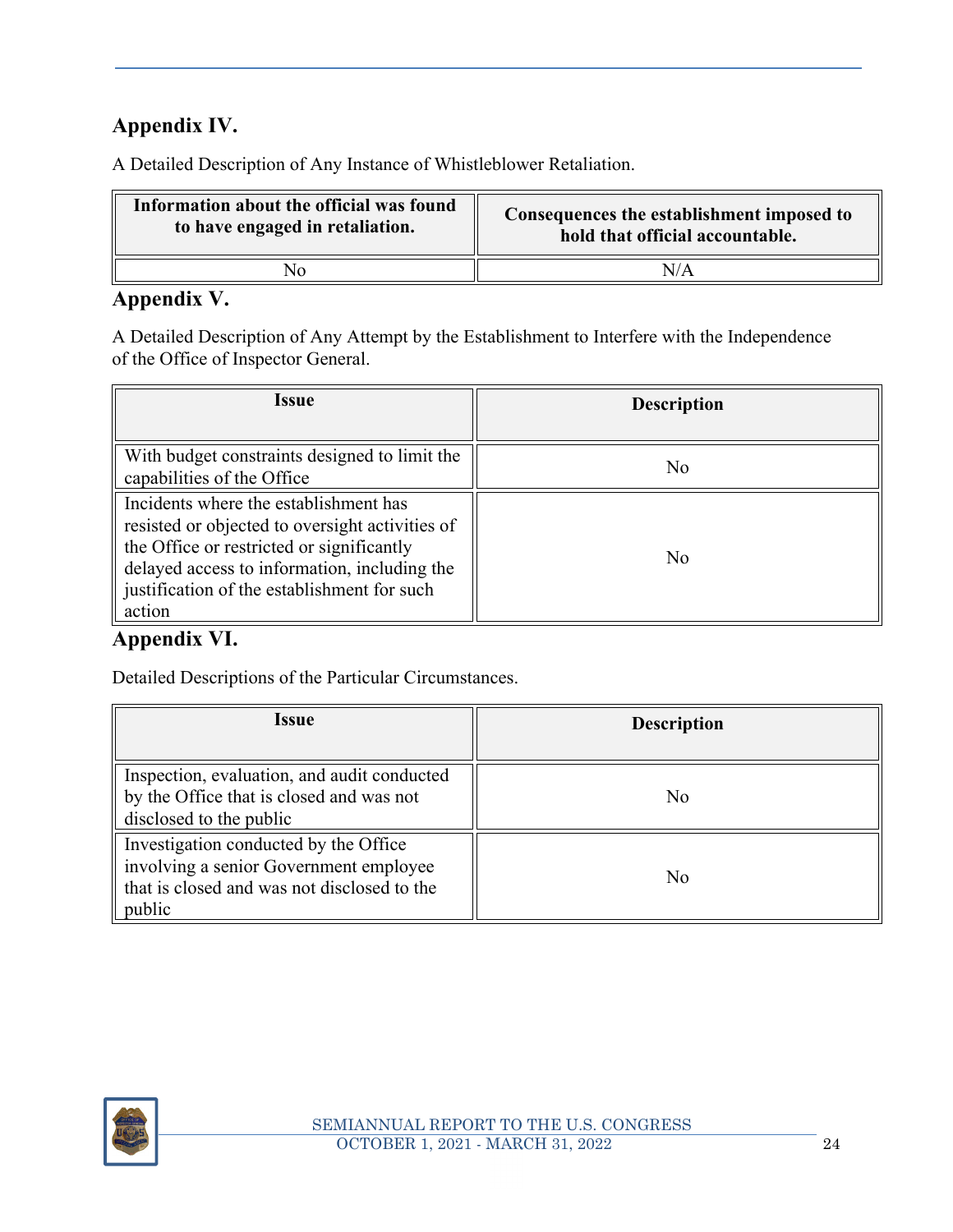## Appendix IV.

A Detailed Description of Any Instance of Whistleblower Retaliation.

| Information about the official was found to have engaged in retaliation. | Consequences the establishment imposed to hold that official accountable. |
|---|---|
| No | N/A |

## Appendix V.

A Detailed Description of Any Attempt by the Establishment to Interfere with the Independence of the Office of Inspector General.

| Issue | Description |
|---|---|
| With budget constraints designed to limit the capabilities of the Office | No |
| Incidents where the establishment has resisted or objected to oversight activities of the Office or restricted or significantly delayed access to information, including the justification of the establishment for such action | No |

## Appendix VI.

Detailed Descriptions of the Particular Circumstances.

| Issue | Description |
|---|---|
| Inspection, evaluation, and audit conducted by the Office that is closed and was not disclosed to the public | No |
| Investigation conducted by the Office involving a senior Government employee that is closed and was not disclosed to the public | No |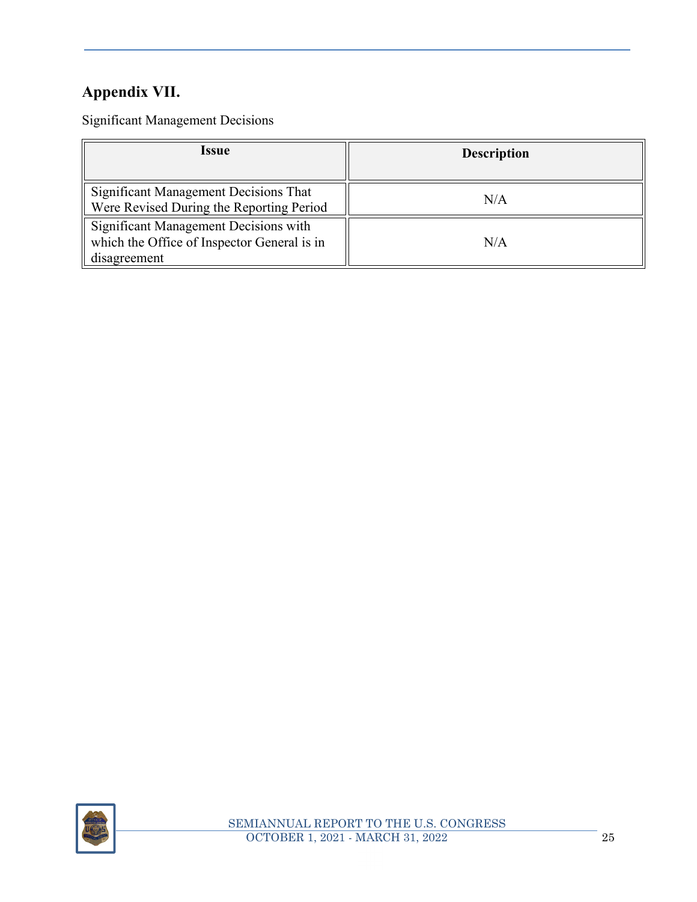## Appendix VII.

Significant Management Decisions

| Issue | Description |
|---|---|
| Significant Management Decisions That Were Revised During the Reporting Period | N/A |
| Significant Management Decisions with which the Office of Inspector General is in disagreement | N/A |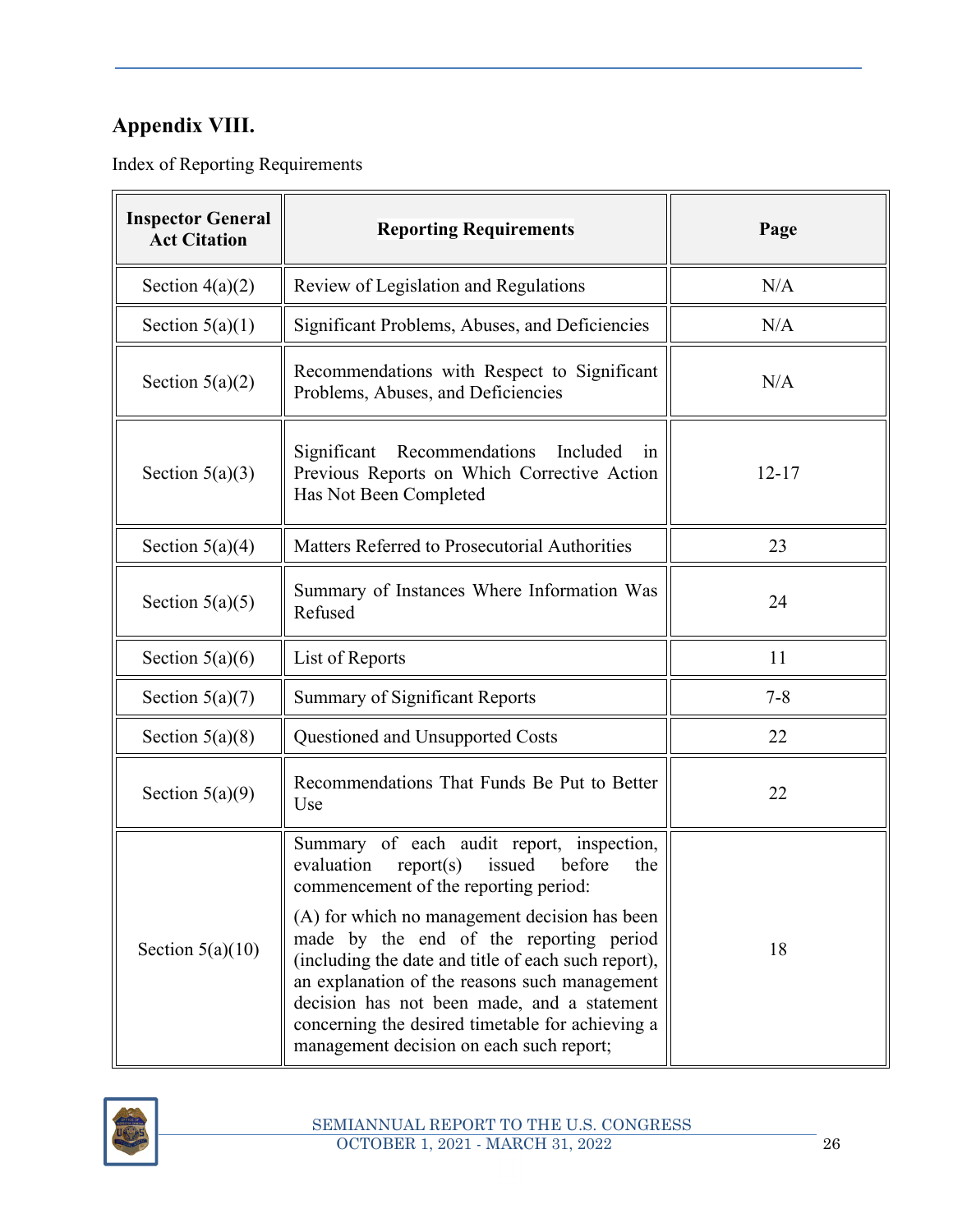## Appendix VIII.

Index of Reporting Requirements

| Inspector General Act Citation | Reporting Requirements | Page |
|---|---|---|
| Section 4(a)(2) | Review of Legislation and Regulations | N/A |
| Section 5(a)(1) | Significant Problems, Abuses, and Deficiencies | N/A |
| Section 5(a)(2) | Recommendations with Respect to Significant Problems, Abuses, and Deficiencies | N/A |
| Section 5(a)(3) | Significant Recommendations Included in Previous Reports on Which Corrective Action Has Not Been Completed | 12-17 |
| Section 5(a)(4) | Matters Referred to Prosecutorial Authorities | 23 |
| Section 5(a)(5) | Summary of Instances Where Information Was Refused | 24 |
| Section 5(a)(6) | List of Reports | 11 |
| Section 5(a)(7) | Summary of Significant Reports | 7-8 |
| Section 5(a)(8) | Questioned and Unsupported Costs | 22 |
| Section 5(a)(9) | Recommendations That Funds Be Put to Better Use | 22 |
| Section 5(a)(10) | Summary of each audit report, inspection, evaluation report(s) issued before the commencement of the reporting period:<br><br>(A) for which no management decision has been made by the end of the reporting period (including the date and title of each such report), an explanation of the reasons such management decision has not been made, and a statement concerning the desired timetable for achieving a management decision on each such report; | 18 |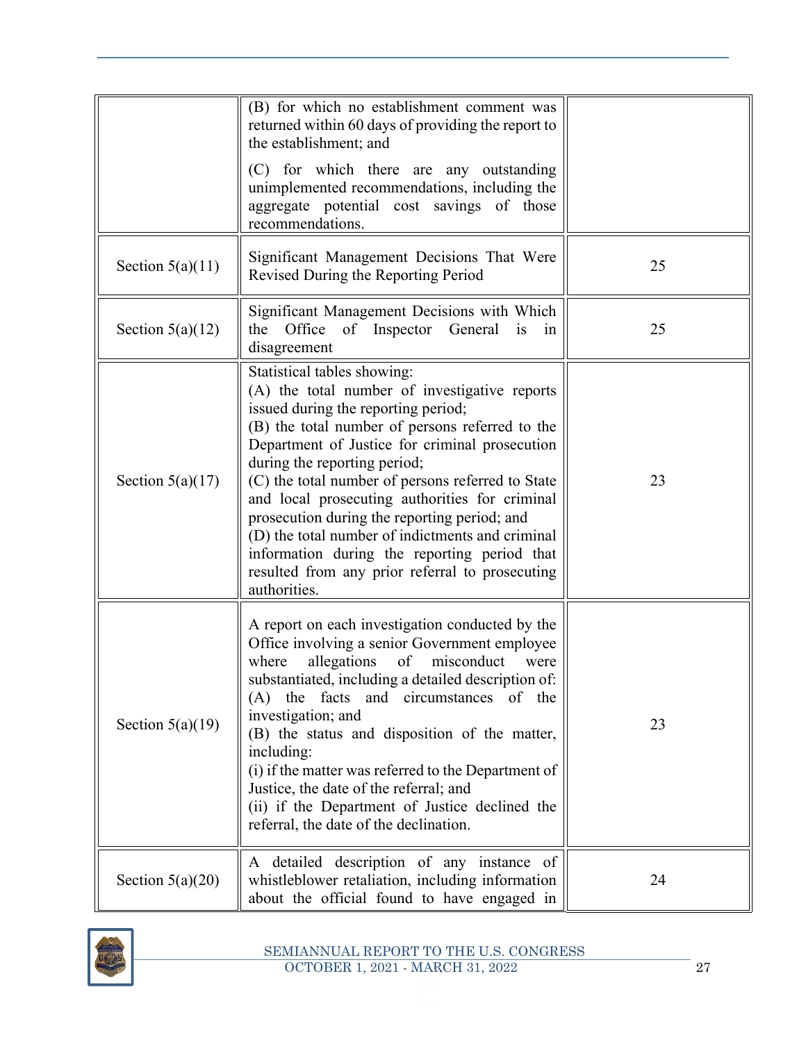| | | |
|---|---|---|
| | (B) for which no establishment comment was returned within 60 days of providing the report to the establishment; and<br><br>(C) for which there are any outstanding unimplemented recommendations, including the aggregate potential cost savings of those recommendations. | |
| Section 5(a)(11) | Significant Management Decisions That Were Revised During the Reporting Period | 25 |
| Section 5(a)(12) | Significant Management Decisions with Which the Office of Inspector General is in disagreement | 25 |
| Section 5(a)(17) | Statistical tables showing:<br>(A) the total number of investigative reports issued during the reporting period;<br>(B) the total number of persons referred to the Department of Justice for criminal prosecution during the reporting period;<br>(C) the total number of persons referred to State and local prosecuting authorities for criminal prosecution during the reporting period; and<br>(D) the total number of indictments and criminal information during the reporting period that resulted from any prior referral to prosecuting authorities. | 23 |
| Section 5(a)(19) | A report on each investigation conducted by the Office involving a senior Government employee where allegations of misconduct were substantiated, including a detailed description of:<br>(A) the facts and circumstances of the investigation; and<br>(B) the status and disposition of the matter, including:<br>(i) if the matter was referred to the Department of Justice, the date of the referral; and<br>(ii) if the Department of Justice declined the referral, the date of the declination. | 23 |
| Section 5(a)(20) | A detailed description of any instance of whistleblower retaliation, including information about the official found to have engaged in | 24 |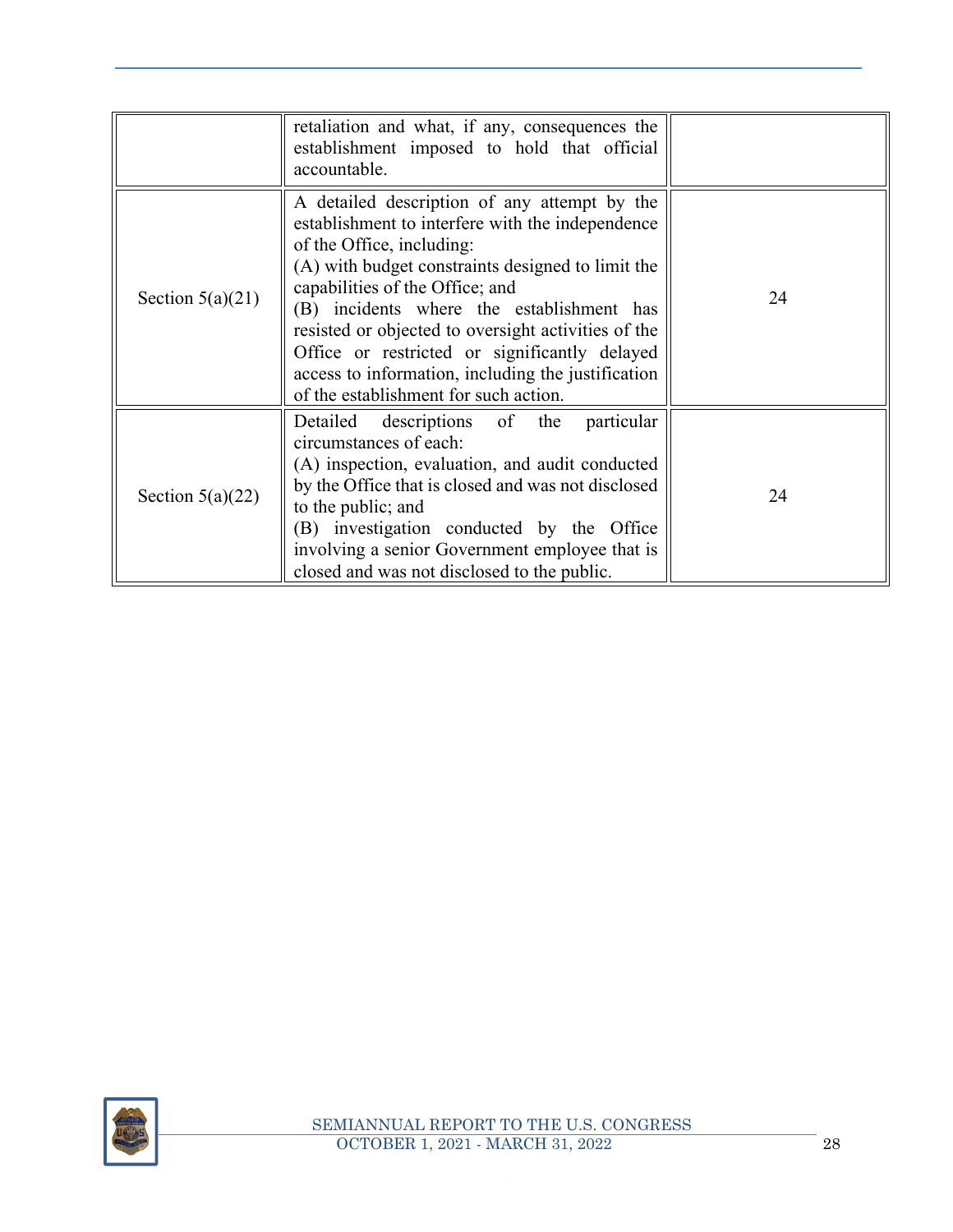| | | |
|---|---|---|
| | retaliation and what, if any, consequences the establishment imposed to hold that official accountable. | |
| Section 5(a)(21) | A detailed description of any attempt by the establishment to interfere with the independence of the Office, including:<br>(A) with budget constraints designed to limit the capabilities of the Office; and<br>(B) incidents where the establishment has resisted or objected to oversight activities of the Office or restricted or significantly delayed access to information, including the justification of the establishment for such action. | 24 |
| Section 5(a)(22) | Detailed descriptions of the particular circumstances of each:<br>(A) inspection, evaluation, and audit conducted by the Office that is closed and was not disclosed to the public; and<br>(B) investigation conducted by the Office involving a senior Government employee that is closed and was not disclosed to the public. | 24 |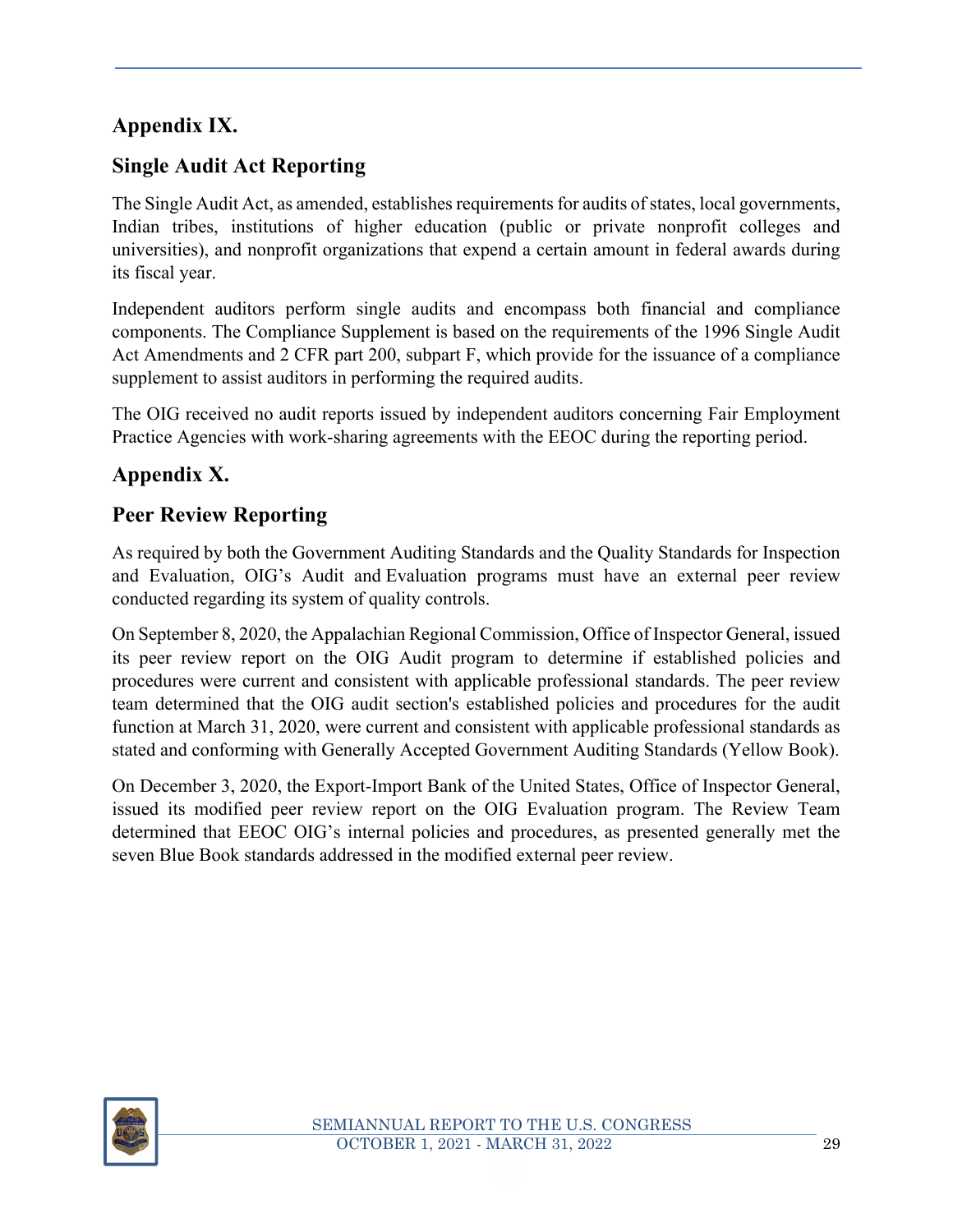## Appendix IX.

## Single Audit Act Reporting

The Single Audit Act, as amended, establishes requirements for audits of states, local governments, Indian tribes, institutions of higher education (public or private nonprofit colleges and universities), and nonprofit organizations that expend a certain amount in federal awards during its fiscal year.

Independent auditors perform single audits and encompass both financial and compliance components. The Compliance Supplement is based on the requirements of the 1996 Single Audit Act Amendments and 2 CFR part 200, subpart F, which provide for the issuance of a compliance supplement to assist auditors in performing the required audits.

The OIG received no audit reports issued by independent auditors concerning Fair Employment Practice Agencies with work-sharing agreements with the EEOC during the reporting period.

## Appendix X.

## Peer Review Reporting

As required by both the Government Auditing Standards and the Quality Standards for Inspection and Evaluation, OIG's Audit and Evaluation programs must have an external peer review conducted regarding its system of quality controls.

On September 8, 2020, the Appalachian Regional Commission, Office of Inspector General, issued its peer review report on the OIG Audit program to determine if established policies and procedures were current and consistent with applicable professional standards. The peer review team determined that the OIG audit section's established policies and procedures for the audit function at March 31, 2020, were current and consistent with applicable professional standards as stated and conforming with Generally Accepted Government Auditing Standards (Yellow Book).

On December 3, 2020, the Export-Import Bank of the United States, Office of Inspector General, issued its modified peer review report on the OIG Evaluation program. The Review Team determined that EEOC OIG's internal policies and procedures, as presented generally met the seven Blue Book standards addressed in the modified external peer review.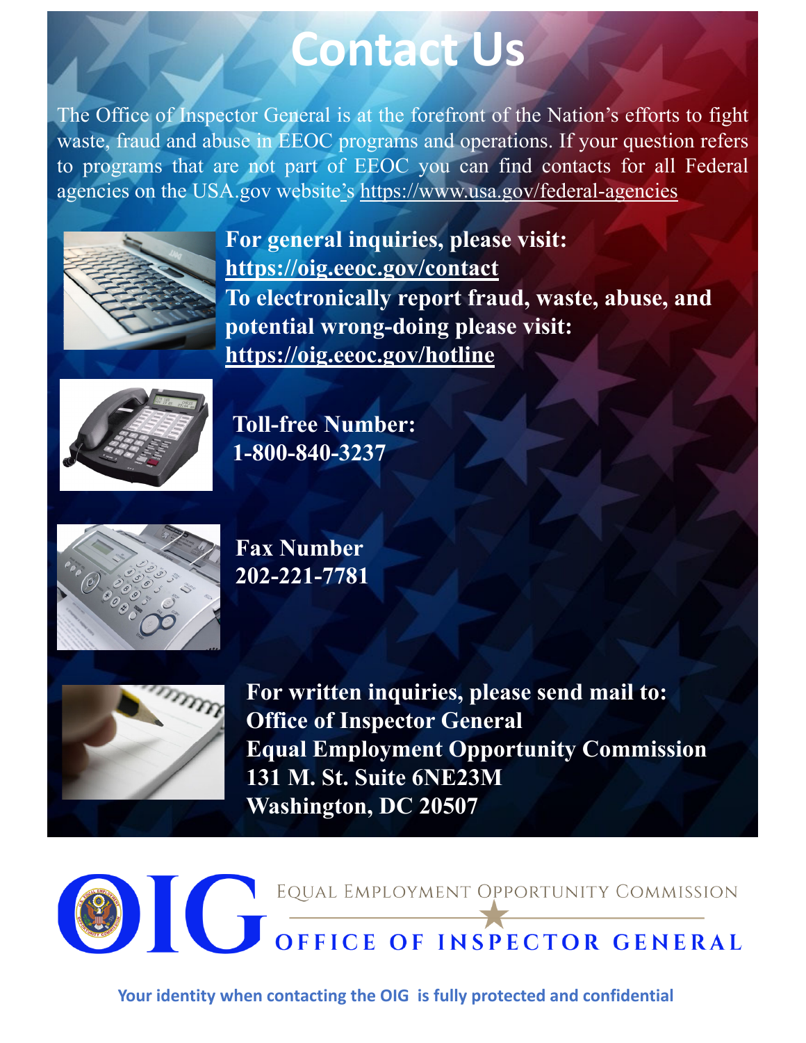# Contact Us

The Office of Inspector General is at the forefront of the Nation's efforts to fight waste, fraud and abuse in EEOC programs and operations. If your question refers to programs that are not part of EEOC you can find contacts for all Federal agencies on the USA.gov website's https://www.usa.gov/federal-agencies

**For general inquiries, please visit:**
**https://oig.eeoc.gov/contact**
**To electronically report fraud, waste, abuse, and potential wrong-doing please visit:**
**https://oig.eeoc.gov/hotline**

**Toll-free Number:**
**1-800-840-3237**

**Fax Number**
**202-221-7781**

**For written inquiries, please send mail to:**
**Office of Inspector General**
**Equal Employment Opportunity Commission**
**131 M. St. Suite 6NE23M**
**Washington, DC 20507**

OIG
EQUAL EMPLOYMENT OPPORTUNITY COMMISSION
OFFICE OF INSPECTOR GENERAL

**Your identity when contacting the OIG is fully protected and confidential**